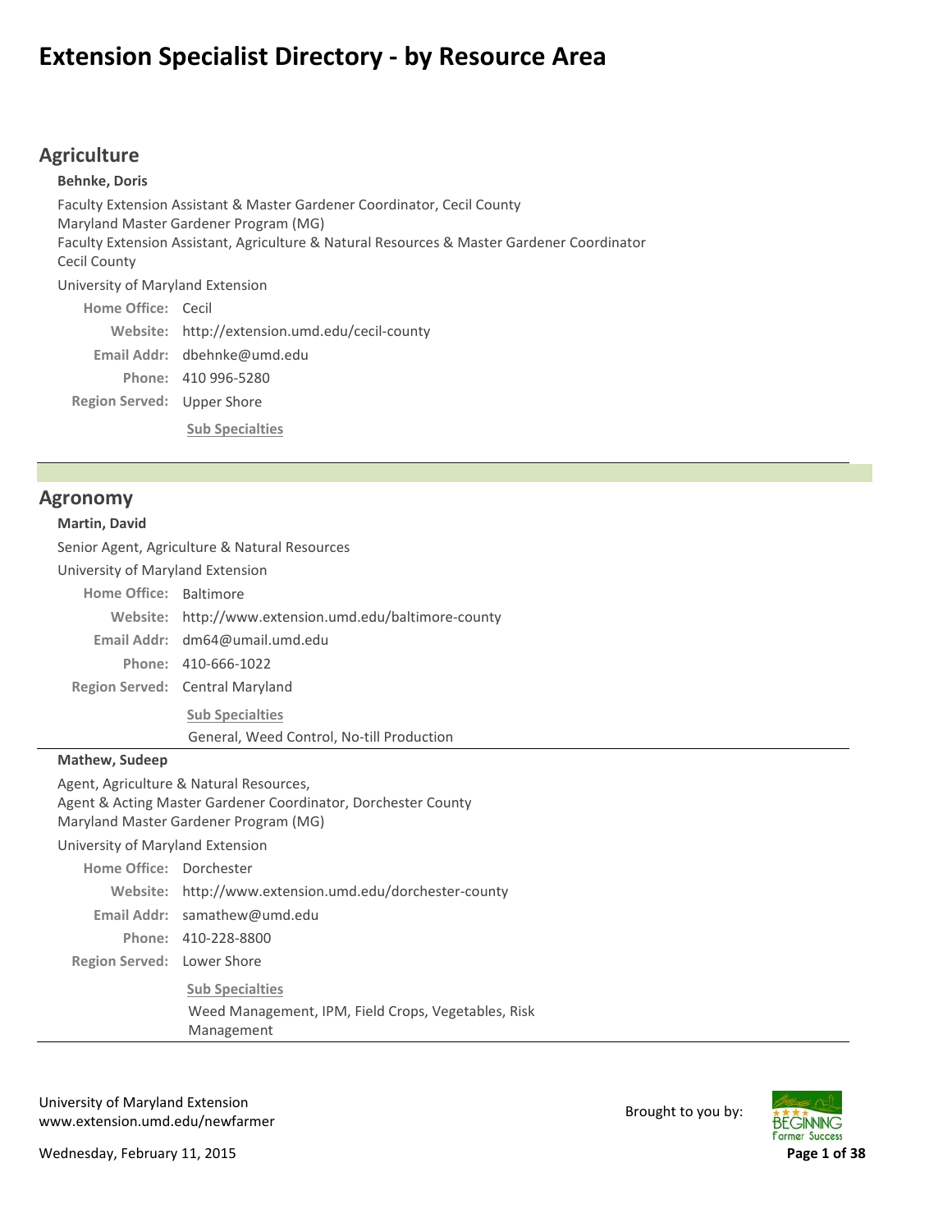# Extension Specialist Directory - by Resource Area

## Agriculture

**Behnke, Doris**

Faculty Extension Assistant & Master Gardener Coordinator, Cecil County
Maryland Master Gardener Program (MG)
Faculty Extension Assistant, Agriculture & Natural Resources & Master Gardener Coordinator
Cecil County

University of Maryland Extension

**Home Office:** Cecil
**Website:** http://extension.umd.edu/cecil-county
**Email Addr:** dbehnke@umd.edu
**Phone:** 410 996-5280
**Region Served:** Upper Shore

**Sub Specialties**

---

## Agronomy

**Martin, David**

Senior Agent, Agriculture & Natural Resources

University of Maryland Extension

**Home Office:** Baltimore
**Website:** http://www.extension.umd.edu/baltimore-county
**Email Addr:** dm64@umail.umd.edu
**Phone:** 410-666-1022
**Region Served:** Central Maryland

**Sub Specialties**

General, Weed Control, No-till Production

---

**Mathew, Sudeep**

Agent, Agriculture & Natural Resources,
Agent & Acting Master Gardener Coordinator, Dorchester County
Maryland Master Gardener Program (MG)

University of Maryland Extension

**Home Office:** Dorchester
**Website:** http://www.extension.umd.edu/dorchester-county
**Email Addr:** samathew@umd.edu
**Phone:** 410-228-8800
**Region Served:** Lower Shore

**Sub Specialties**

Weed Management, IPM, Field Crops, Vegetables, Risk Management

---

University of Maryland Extension
www.extension.umd.edu/newfarmer

Wednesday, February 11, 2015

Brought to you by: Beginning Farmer Success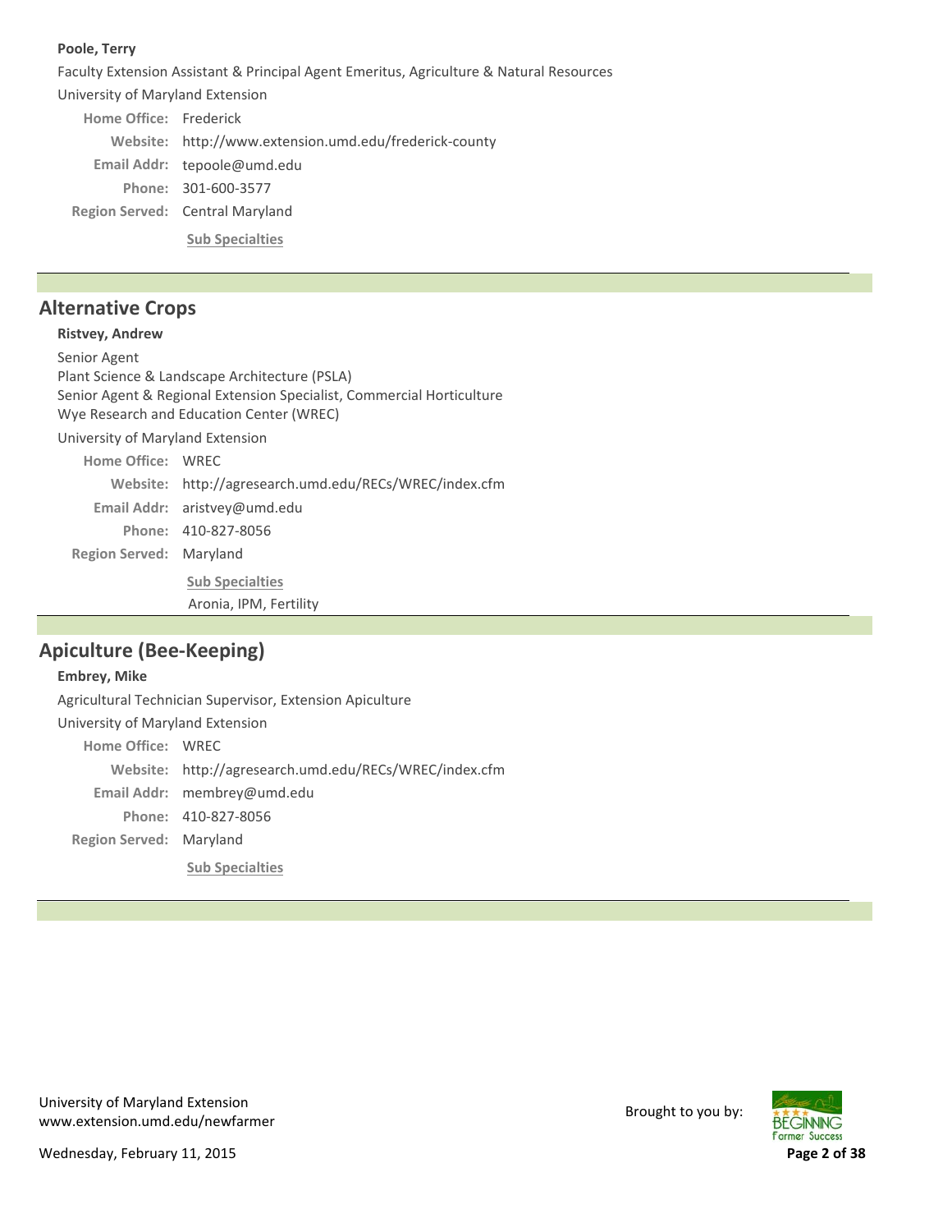**Poole, Terry**

Faculty Extension Assistant & Principal Agent Emeritus, Agriculture & Natural Resources

University of Maryland Extension

**Home Office:** Frederick

**Website:** http://www.extension.umd.edu/frederick-county

**Email Addr:** tepoole@umd.edu

**Phone:** 301-600-3577

**Region Served:** Central Maryland

**Sub Specialties**

---

## Alternative Crops

**Ristvey, Andrew**

Senior Agent
Plant Science & Landscape Architecture (PSLA)
Senior Agent & Regional Extension Specialist, Commercial Horticulture
Wye Research and Education Center (WREC)

University of Maryland Extension

**Home Office:** WREC

**Website:** http://agresearch.umd.edu/RECs/WREC/index.cfm

**Email Addr:** aristvey@umd.edu

**Phone:** 410-827-8056

**Region Served:** Maryland

**Sub Specialties**

Aronia, IPM, Fertility

---

## Apiculture (Bee-Keeping)

**Embrey, Mike**

Agricultural Technician Supervisor, Extension Apiculture

University of Maryland Extension

**Home Office:** WREC

**Website:** http://agresearch.umd.edu/RECs/WREC/index.cfm

**Email Addr:** membrey@umd.edu

**Phone:** 410-827-8056

**Region Served:** Maryland

**Sub Specialties**

---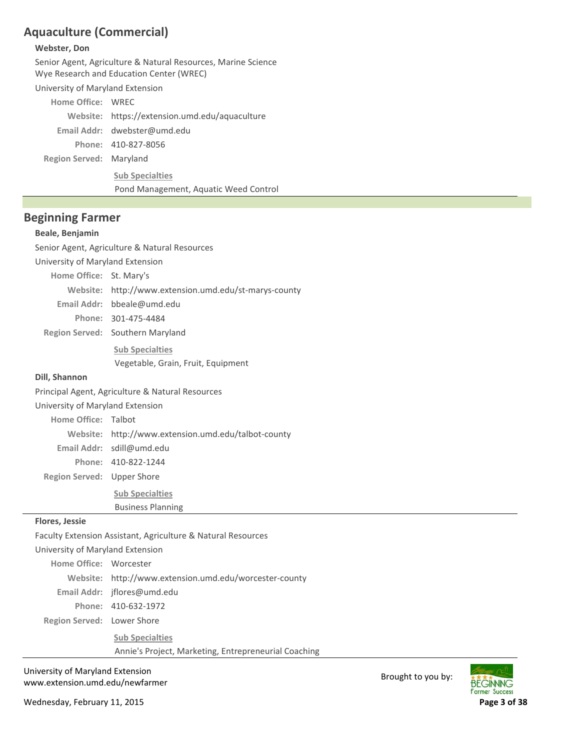## Aquaculture (Commercial)

**Webster, Don**

Senior Agent, Agriculture & Natural Resources, Marine Science
Wye Research and Education Center (WREC)

University of Maryland Extension

**Home Office:** WREC
**Website:** https://extension.umd.edu/aquaculture
**Email Addr:** dwebster@umd.edu
**Phone:** 410-827-8056
**Region Served:** Maryland

**Sub Specialties**
Pond Management, Aquatic Weed Control

---

## Beginning Farmer

**Beale, Benjamin**

Senior Agent, Agriculture & Natural Resources

University of Maryland Extension

**Home Office:** St. Mary's
**Website:** http://www.extension.umd.edu/st-marys-county
**Email Addr:** bbeale@umd.edu
**Phone:** 301-475-4484
**Region Served:** Southern Maryland

**Sub Specialties**
Vegetable, Grain, Fruit, Equipment

**Dill, Shannon**

Principal Agent, Agriculture & Natural Resources

University of Maryland Extension

**Home Office:** Talbot
**Website:** http://www.extension.umd.edu/talbot-county
**Email Addr:** sdill@umd.edu
**Phone:** 410-822-1244
**Region Served:** Upper Shore

**Sub Specialties**
Business Planning

---

**Flores, Jessie**

Faculty Extension Assistant, Agriculture & Natural Resources

University of Maryland Extension

**Home Office:** Worcester
**Website:** http://www.extension.umd.edu/worcester-county
**Email Addr:** jflores@umd.edu
**Phone:** 410-632-1972
**Region Served:** Lower Shore

**Sub Specialties**
Annie's Project, Marketing, Entrepreneurial Coaching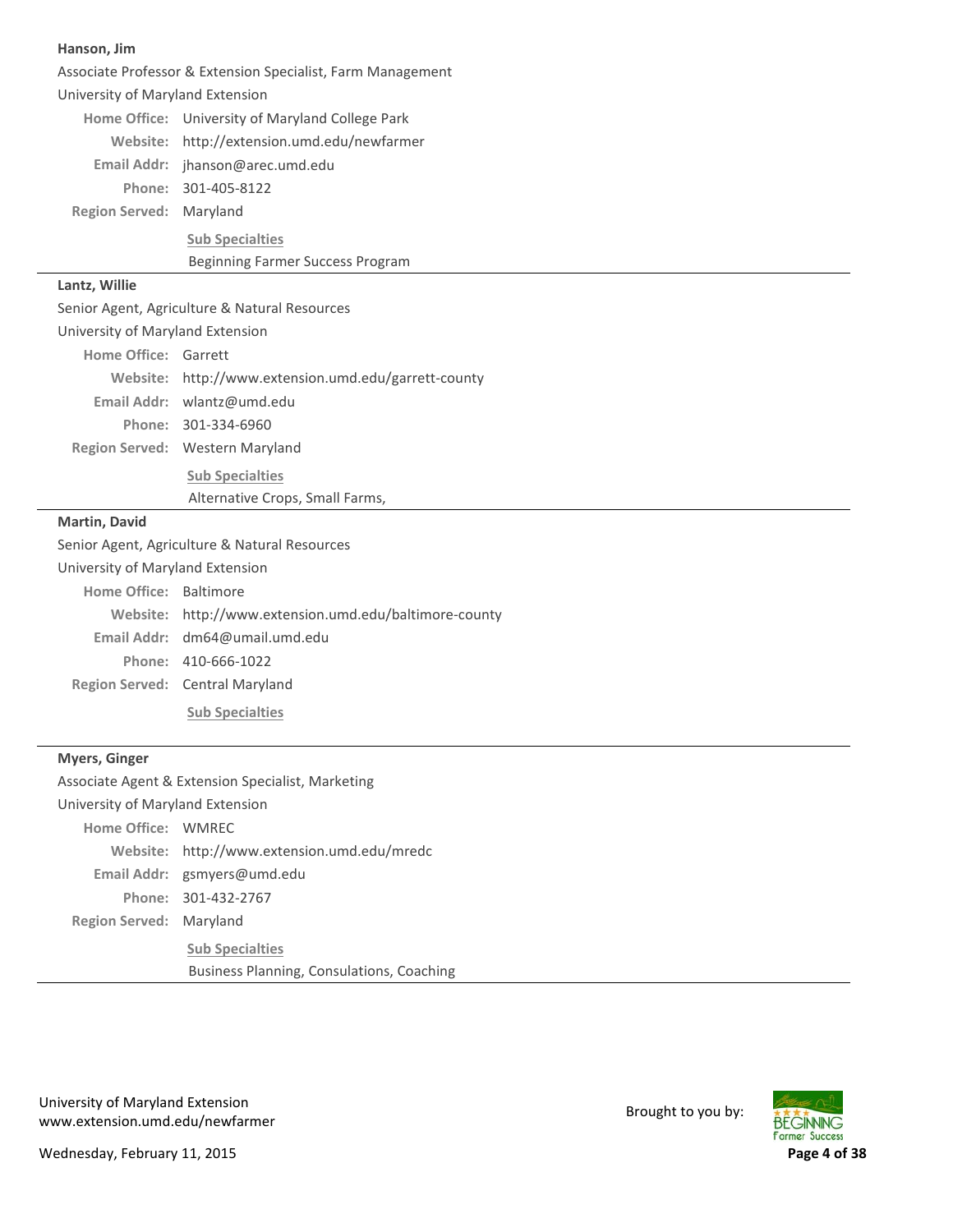**Hanson, Jim**

Associate Professor & Extension Specialist, Farm Management

University of Maryland Extension

**Home Office:** University of Maryland College Park

**Website:** http://extension.umd.edu/newfarmer

**Email Addr:** jhanson@arec.umd.edu

**Phone:** 301-405-8122

**Region Served:** Maryland

**Sub Specialties**

Beginning Farmer Success Program

---

**Lantz, Willie**

Senior Agent, Agriculture & Natural Resources

University of Maryland Extension

**Home Office:** Garrett

**Website:** http://www.extension.umd.edu/garrett-county

**Email Addr:** wlantz@umd.edu

**Phone:** 301-334-6960

**Region Served:** Western Maryland

**Sub Specialties**

Alternative Crops, Small Farms,

---

**Martin, David**

Senior Agent, Agriculture & Natural Resources

University of Maryland Extension

**Home Office:** Baltimore

**Website:** http://www.extension.umd.edu/baltimore-county

**Email Addr:** dm64@umail.umd.edu

**Phone:** 410-666-1022

**Region Served:** Central Maryland

**Sub Specialties**

---

**Myers, Ginger**

Associate Agent & Extension Specialist, Marketing

University of Maryland Extension

**Home Office:** WMREC

**Website:** http://www.extension.umd.edu/mredc

**Email Addr:** gsmyers@umd.edu

**Phone:** 301-432-2767

**Region Served:** Maryland

**Sub Specialties**

Business Planning, Consulations, Coaching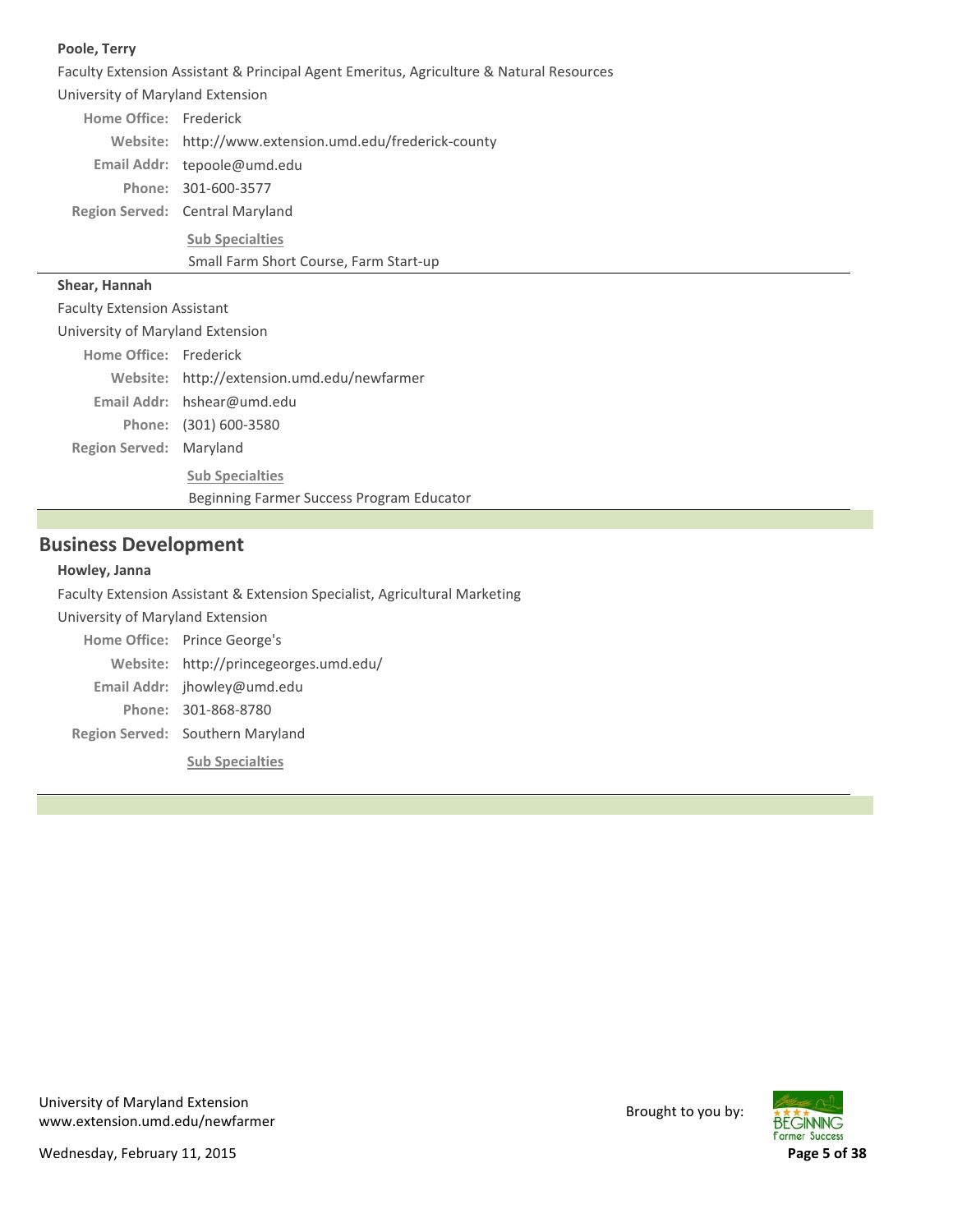**Poole, Terry**

Faculty Extension Assistant & Principal Agent Emeritus, Agriculture & Natural Resources

University of Maryland Extension

**Home Office:** Frederick

**Website:** http://www.extension.umd.edu/frederick-county

**Email Addr:** tepoole@umd.edu

**Phone:** 301-600-3577

**Region Served:** Central Maryland

**Sub Specialties**

Small Farm Short Course, Farm Start-up

---

**Shear, Hannah**

Faculty Extension Assistant

University of Maryland Extension

**Home Office:** Frederick

**Website:** http://extension.umd.edu/newfarmer

**Email Addr:** hshear@umd.edu

**Phone:** (301) 600-3580

**Region Served:** Maryland

**Sub Specialties**

Beginning Farmer Success Program Educator

---

## Business Development

**Howley, Janna**

Faculty Extension Assistant & Extension Specialist, Agricultural Marketing

University of Maryland Extension

**Home Office:** Prince George's

**Website:** http://princegeorges.umd.edu/

**Email Addr:** jhowley@umd.edu

**Phone:** 301-868-8780

**Region Served:** Southern Maryland

**Sub Specialties**

---

University of Maryland Extension
www.extension.umd.edu/newfarmer

Wednesday, February 11, 2015

Brought to you by: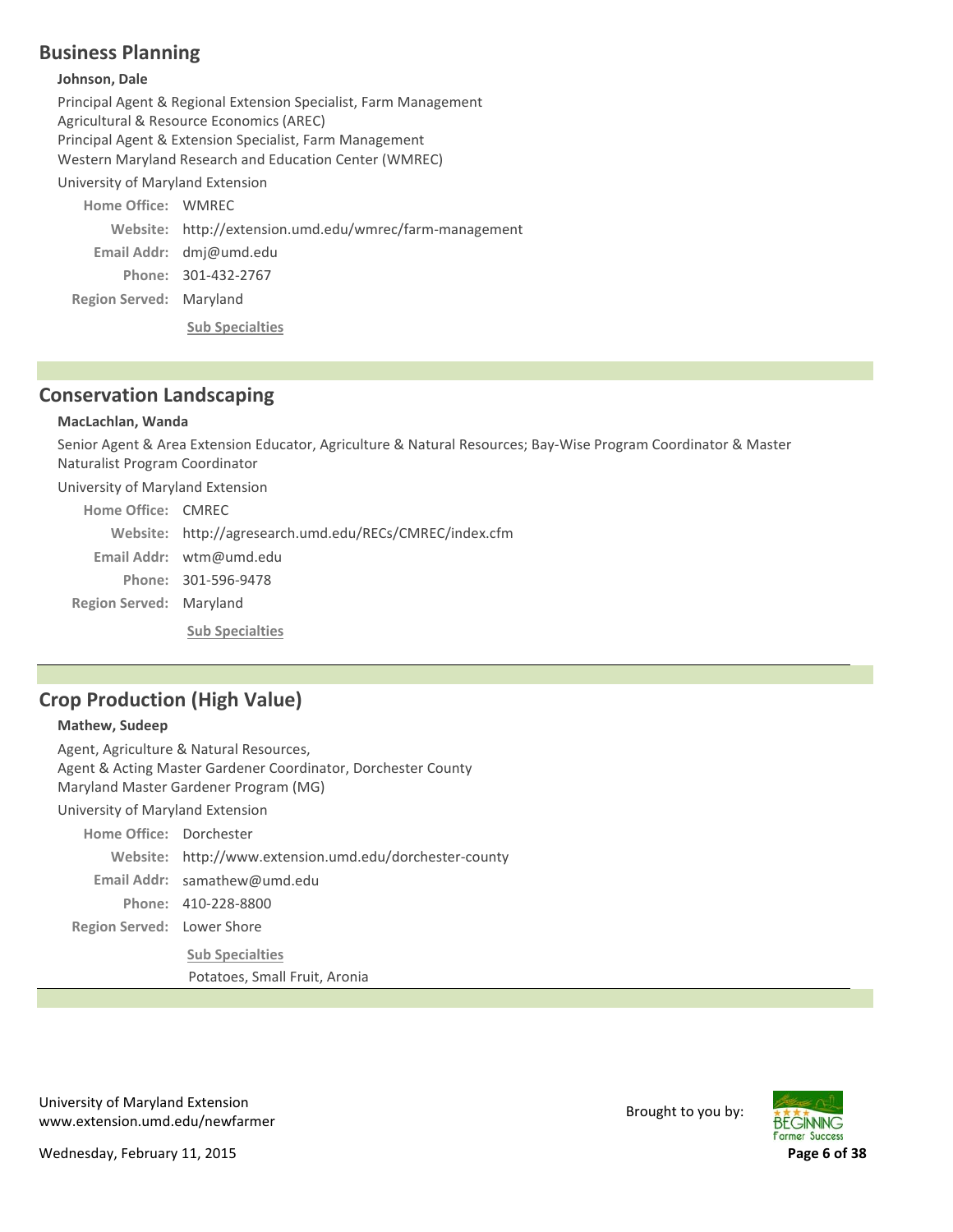## Business Planning

**Johnson, Dale**

Principal Agent & Regional Extension Specialist, Farm Management
Agricultural & Resource Economics (AREC)
Principal Agent & Extension Specialist, Farm Management
Western Maryland Research and Education Center (WMREC)

University of Maryland Extension

**Home Office:** WMREC
**Website:** http://extension.umd.edu/wmrec/farm-management
**Email Addr:** dmj@umd.edu
**Phone:** 301-432-2767
**Region Served:** Maryland

**Sub Specialties**

## Conservation Landscaping

**MacLachlan, Wanda**

Senior Agent & Area Extension Educator, Agriculture & Natural Resources; Bay-Wise Program Coordinator & Master Naturalist Program Coordinator

University of Maryland Extension

**Home Office:** CMREC
**Website:** http://agresearch.umd.edu/RECs/CMREC/index.cfm
**Email Addr:** wtm@umd.edu
**Phone:** 301-596-9478
**Region Served:** Maryland

**Sub Specialties**

## Crop Production (High Value)

**Mathew, Sudeep**

Agent, Agriculture & Natural Resources,
Agent & Acting Master Gardener Coordinator, Dorchester County
Maryland Master Gardener Program (MG)

University of Maryland Extension

**Home Office:** Dorchester
**Website:** http://www.extension.umd.edu/dorchester-county
**Email Addr:** samathew@umd.edu
**Phone:** 410-228-8800
**Region Served:** Lower Shore

**Sub Specialties**

Potatoes, Small Fruit, Aronia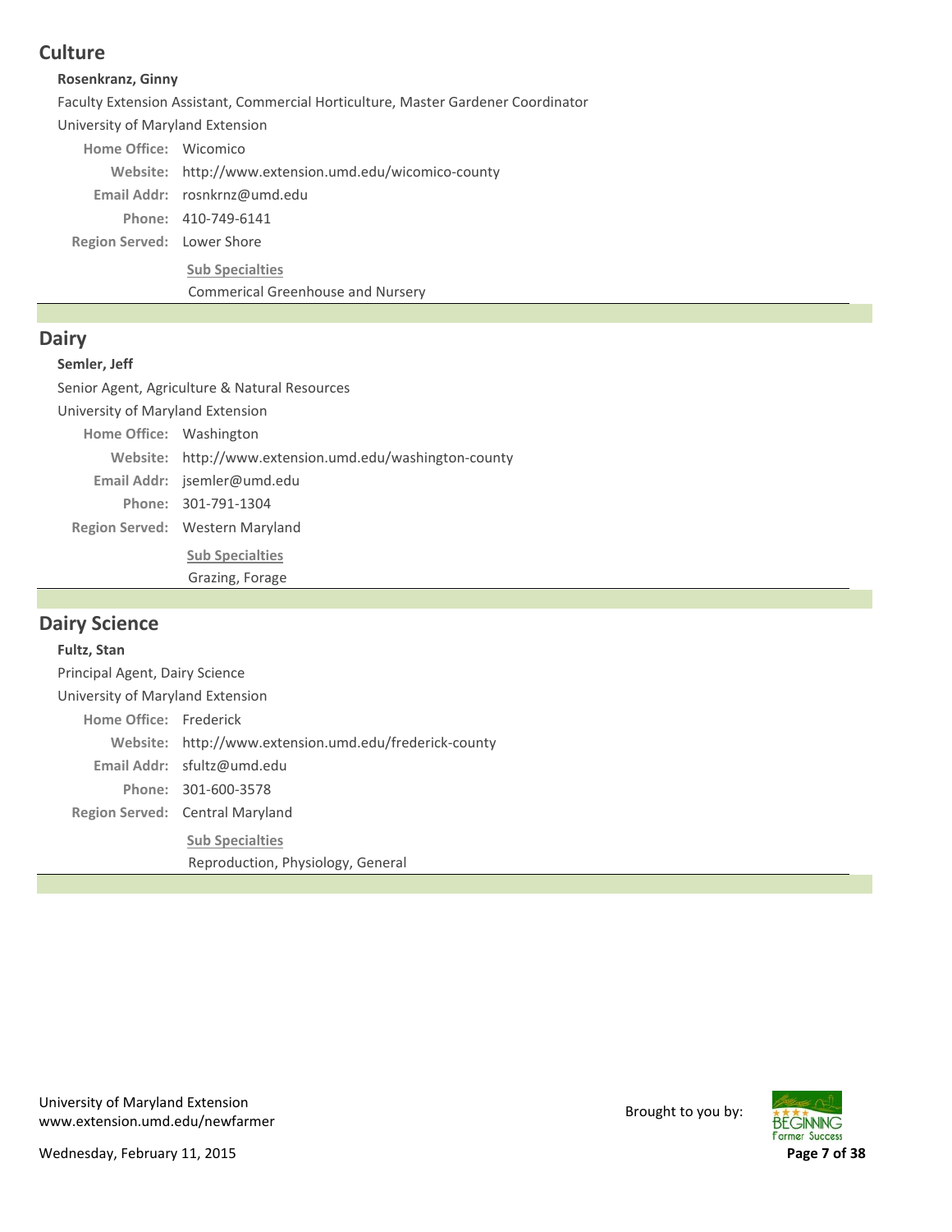## Culture

**Rosenkranz, Ginny**

Faculty Extension Assistant, Commercial Horticulture, Master Gardener Coordinator

University of Maryland Extension

**Home Office:** Wicomico

**Website:** http://www.extension.umd.edu/wicomico-county

**Email Addr:** rosnkrnz@umd.edu

**Phone:** 410-749-6141

**Region Served:** Lower Shore

**Sub Specialties**

Commerical Greenhouse and Nursery

---

## Dairy

**Semler, Jeff**

Senior Agent, Agriculture & Natural Resources

University of Maryland Extension

**Home Office:** Washington

**Website:** http://www.extension.umd.edu/washington-county

**Email Addr:** jsemler@umd.edu

**Phone:** 301-791-1304

**Region Served:** Western Maryland

**Sub Specialties**

Grazing, Forage

---

## Dairy Science

**Fultz, Stan**

Principal Agent, Dairy Science

University of Maryland Extension

**Home Office:** Frederick

**Website:** http://www.extension.umd.edu/frederick-county

**Email Addr:** sfultz@umd.edu

**Phone:** 301-600-3578

**Region Served:** Central Maryland

**Sub Specialties**

Reproduction, Physiology, General

---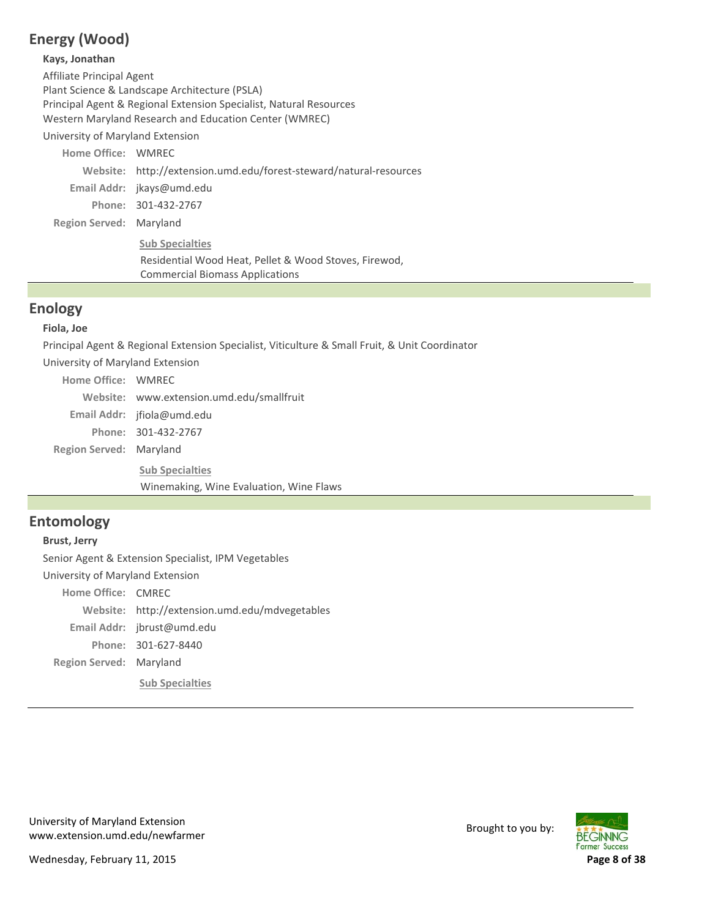## Energy (Wood)

**Kays, Jonathan**

Affiliate Principal Agent
Plant Science & Landscape Architecture (PSLA)
Principal Agent & Regional Extension Specialist, Natural Resources
Western Maryland Research and Education Center (WMREC)

University of Maryland Extension

**Home Office:** WMREC
**Website:** http://extension.umd.edu/forest-steward/natural-resources
**Email Addr:** jkays@umd.edu
**Phone:** 301-432-2767
**Region Served:** Maryland

**Sub Specialties**

Residential Wood Heat, Pellet & Wood Stoves, Firewod, Commercial Biomass Applications

## Enology

**Fiola, Joe**

Principal Agent & Regional Extension Specialist, Viticulture & Small Fruit, & Unit Coordinator

University of Maryland Extension

**Home Office:** WMREC
**Website:** www.extension.umd.edu/smallfruit
**Email Addr:** jfiola@umd.edu
**Phone:** 301-432-2767
**Region Served:** Maryland

**Sub Specialties**

Winemaking, Wine Evaluation, Wine Flaws

## Entomology

**Brust, Jerry**

Senior Agent & Extension Specialist, IPM Vegetables

University of Maryland Extension

**Home Office:** CMREC
**Website:** http://extension.umd.edu/mdvegetables
**Email Addr:** jbrust@umd.edu
**Phone:** 301-627-8440
**Region Served:** Maryland

**Sub Specialties**

University of Maryland Extension
www.extension.umd.edu/newfarmer

Brought to you by:

Wednesday, February 11, 2015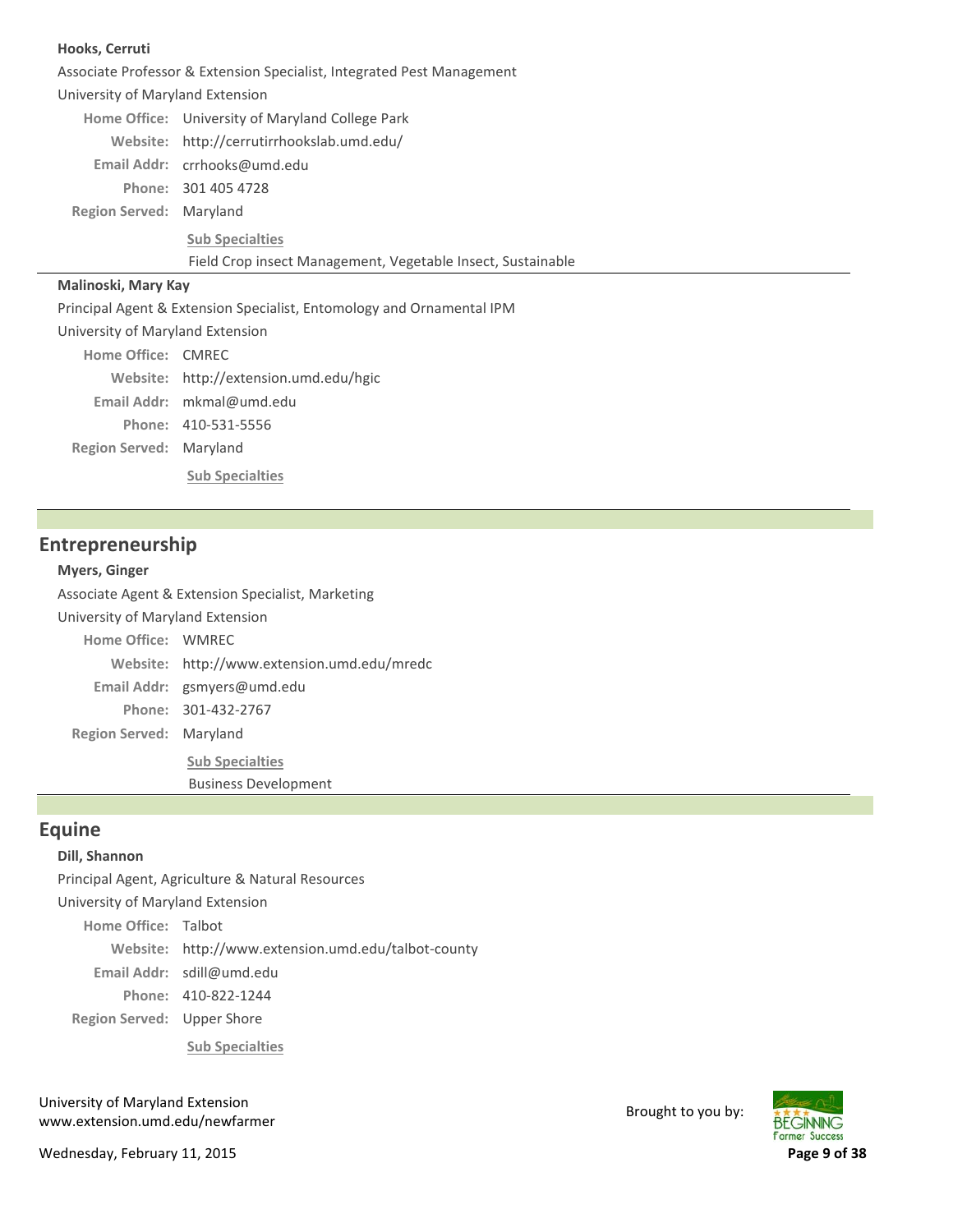**Hooks, Cerruti**

Associate Professor & Extension Specialist, Integrated Pest Management

University of Maryland Extension

**Home Office:** University of Maryland College Park

**Website:** http://cerrutirrhookslab.umd.edu/

**Email Addr:** crrhooks@umd.edu

**Phone:** 301 405 4728

**Region Served:** Maryland

**Sub Specialties**

Field Crop insect Management, Vegetable Insect, Sustainable

---

**Malinoski, Mary Kay**

Principal Agent & Extension Specialist, Entomology and Ornamental IPM

University of Maryland Extension

**Home Office:** CMREC

**Website:** http://extension.umd.edu/hgic

**Email Addr:** mkmal@umd.edu

**Phone:** 410-531-5556

**Region Served:** Maryland

**Sub Specialties**

---

## Entrepreneurship

**Myers, Ginger**

Associate Agent & Extension Specialist, Marketing

University of Maryland Extension

**Home Office:** WMREC

**Website:** http://www.extension.umd.edu/mredc

**Email Addr:** gsmyers@umd.edu

**Phone:** 301-432-2767

**Region Served:** Maryland

**Sub Specialties**

Business Development

---

## Equine

**Dill, Shannon**

Principal Agent, Agriculture & Natural Resources

University of Maryland Extension

**Home Office:** Talbot

**Website:** http://www.extension.umd.edu/talbot-county

**Email Addr:** sdill@umd.edu

**Phone:** 410-822-1244

**Region Served:** Upper Shore

**Sub Specialties**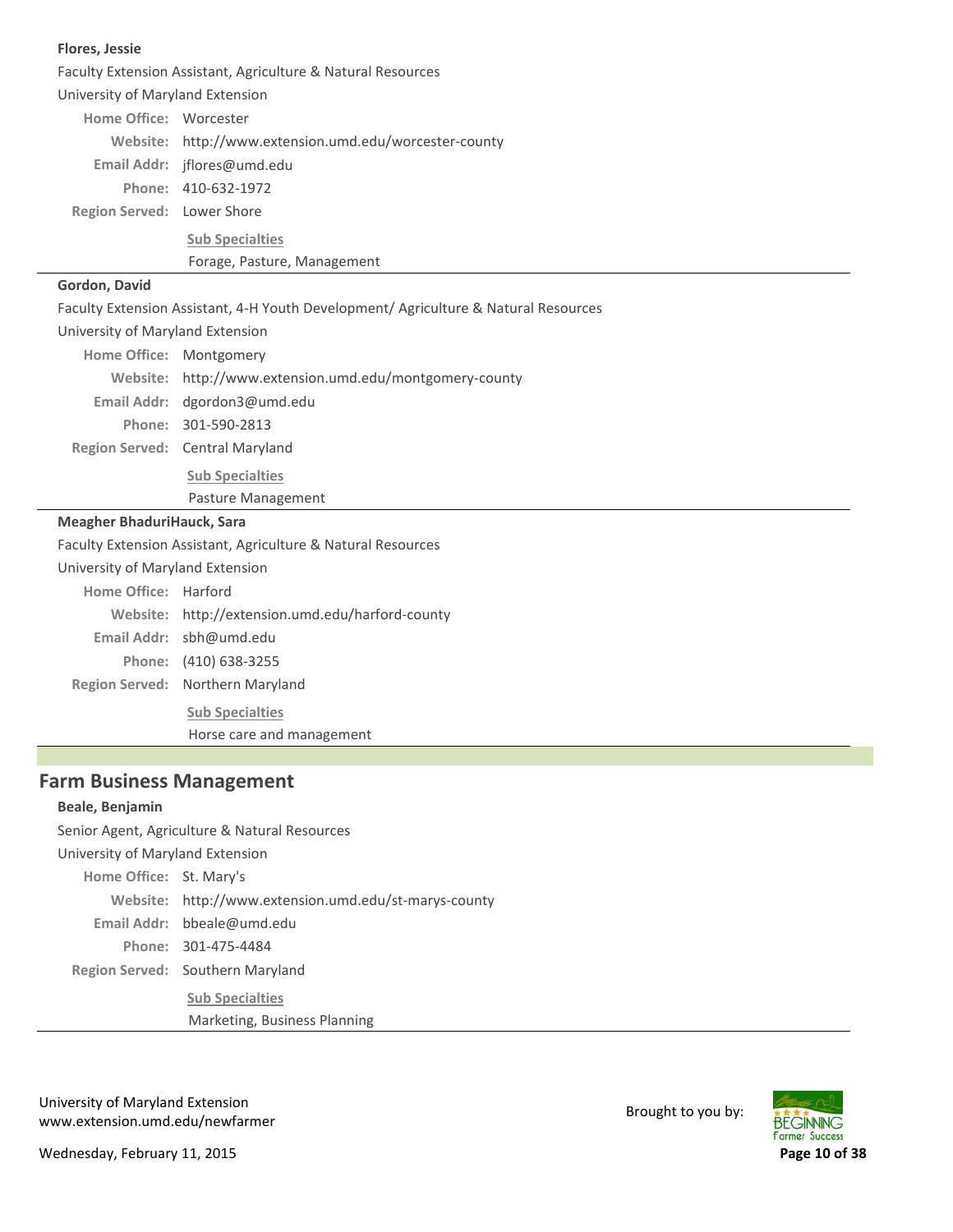**Flores, Jessie**

Faculty Extension Assistant, Agriculture & Natural Resources

University of Maryland Extension

**Home Office:** Worcester

**Website:** http://www.extension.umd.edu/worcester-county

**Email Addr:** jflores@umd.edu

**Phone:** 410-632-1972

**Region Served:** Lower Shore

**Sub Specialties**

Forage, Pasture, Management

---

**Gordon, David**

Faculty Extension Assistant, 4-H Youth Development/ Agriculture & Natural Resources

University of Maryland Extension

**Home Office:** Montgomery

**Website:** http://www.extension.umd.edu/montgomery-county

**Email Addr:** dgordon3@umd.edu

**Phone:** 301-590-2813

**Region Served:** Central Maryland

**Sub Specialties**

Pasture Management

---

**Meagher BhaduriHauck, Sara**

Faculty Extension Assistant, Agriculture & Natural Resources

University of Maryland Extension

**Home Office:** Harford

**Website:** http://extension.umd.edu/harford-county

**Email Addr:** sbh@umd.edu

**Phone:** (410) 638-3255

**Region Served:** Northern Maryland

**Sub Specialties**

Horse care and management

---

## Farm Business Management

**Beale, Benjamin**

Senior Agent, Agriculture & Natural Resources

University of Maryland Extension

**Home Office:** St. Mary's

**Website:** http://www.extension.umd.edu/st-marys-county

**Email Addr:** bbeale@umd.edu

**Phone:** 301-475-4484

**Region Served:** Southern Maryland

**Sub Specialties**

Marketing, Business Planning

---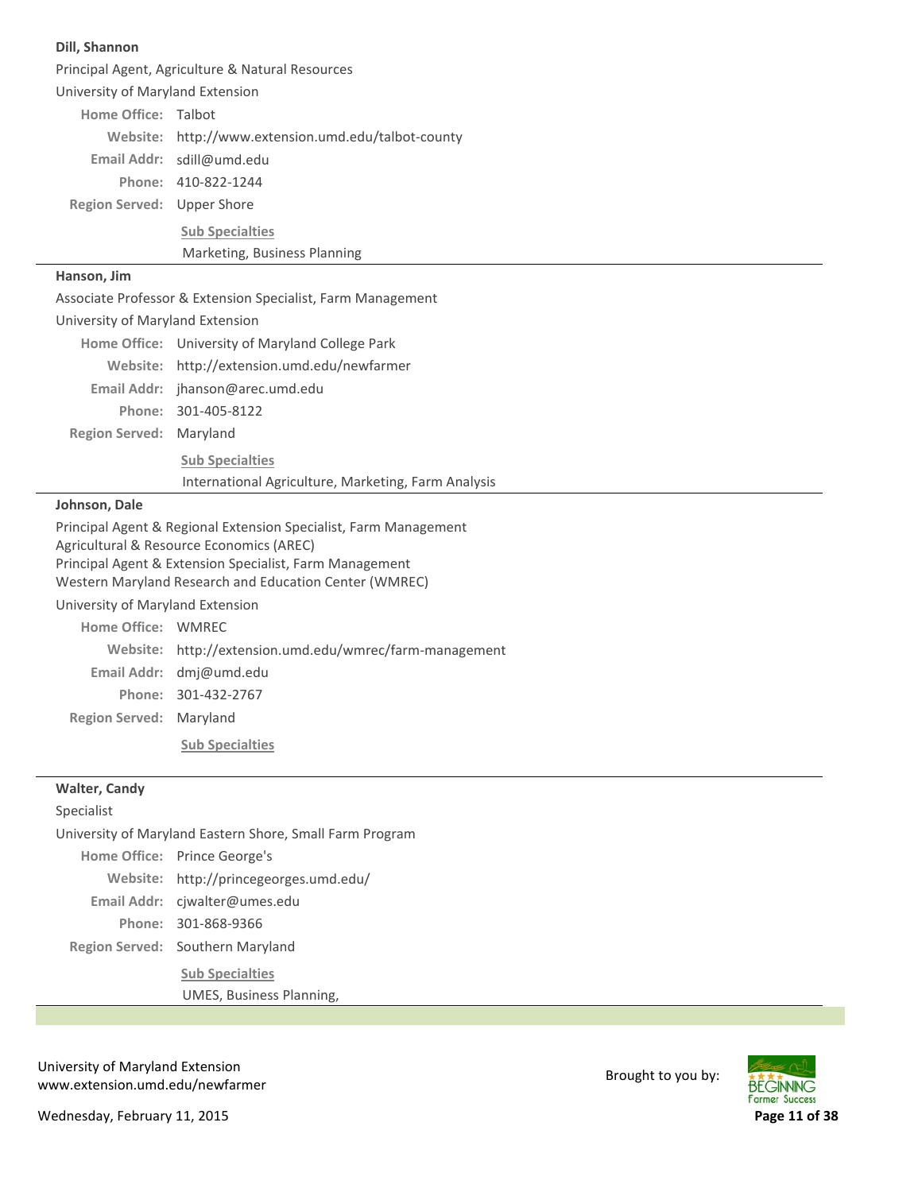**Dill, Shannon**

Principal Agent, Agriculture & Natural Resources

University of Maryland Extension

**Home Office:** Talbot

**Website:** http://www.extension.umd.edu/talbot-county

**Email Addr:** sdill@umd.edu

**Phone:** 410-822-1244

**Region Served:** Upper Shore

**Sub Specialties**

Marketing, Business Planning

---

**Hanson, Jim**

Associate Professor & Extension Specialist, Farm Management

University of Maryland Extension

**Home Office:** University of Maryland College Park

**Website:** http://extension.umd.edu/newfarmer

**Email Addr:** jhanson@arec.umd.edu

**Phone:** 301-405-8122

**Region Served:** Maryland

**Sub Specialties**

International Agriculture, Marketing, Farm Analysis

---

**Johnson, Dale**

Principal Agent & Regional Extension Specialist, Farm Management
Agricultural & Resource Economics (AREC)
Principal Agent & Extension Specialist, Farm Management
Western Maryland Research and Education Center (WMREC)

University of Maryland Extension

**Home Office:** WMREC

**Website:** http://extension.umd.edu/wmrec/farm-management

**Email Addr:** dmj@umd.edu

**Phone:** 301-432-2767

**Region Served:** Maryland

**Sub Specialties**

---

**Walter, Candy**

Specialist

University of Maryland Eastern Shore, Small Farm Program

**Home Office:** Prince George's

**Website:** http://princegeorges.umd.edu/

**Email Addr:** cjwalter@umes.edu

**Phone:** 301-868-9366

**Region Served:** Southern Maryland

**Sub Specialties**

UMES, Business Planning,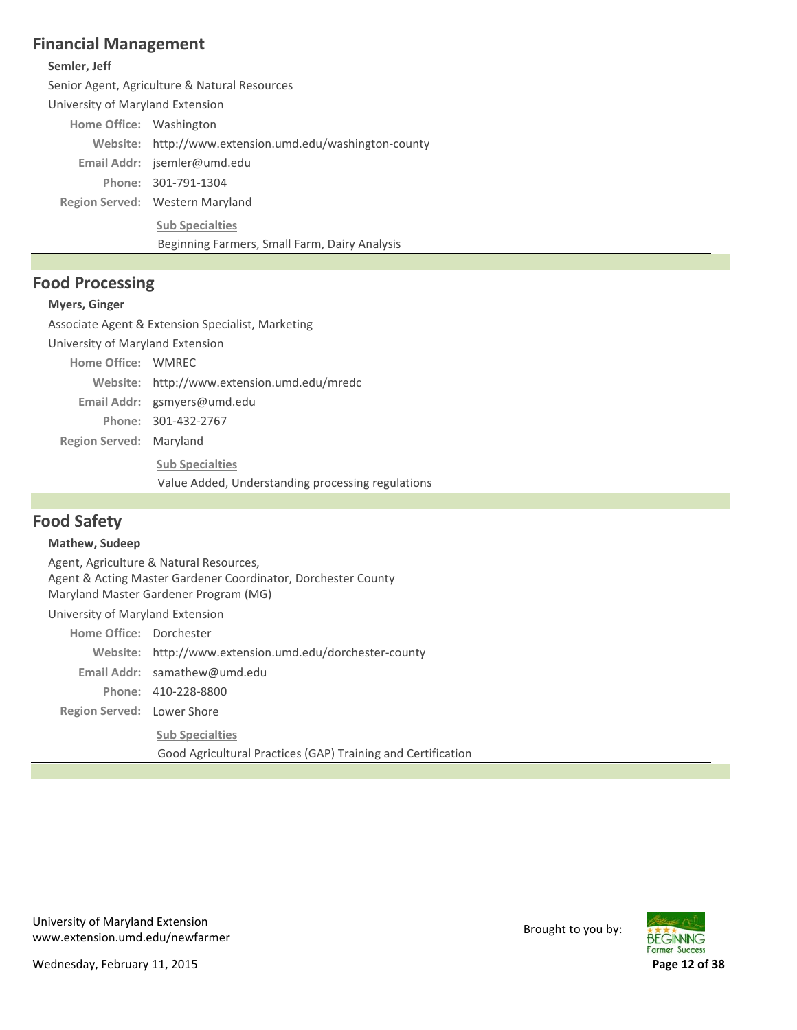## Financial Management

**Semler, Jeff**

Senior Agent, Agriculture & Natural Resources

University of Maryland Extension

**Home Office:** Washington

**Website:** http://www.extension.umd.edu/washington-county

**Email Addr:** jsemler@umd.edu

**Phone:** 301-791-1304

**Region Served:** Western Maryland

**Sub Specialties**

Beginning Farmers, Small Farm, Dairy Analysis

## Food Processing

**Myers, Ginger**

Associate Agent & Extension Specialist, Marketing

University of Maryland Extension

**Home Office:** WMREC

**Website:** http://www.extension.umd.edu/mredc

**Email Addr:** gsmyers@umd.edu

**Phone:** 301-432-2767

**Region Served:** Maryland

**Sub Specialties**

Value Added, Understanding processing regulations

## Food Safety

**Mathew, Sudeep**

Agent, Agriculture & Natural Resources,
Agent & Acting Master Gardener Coordinator, Dorchester County
Maryland Master Gardener Program (MG)

University of Maryland Extension

**Home Office:** Dorchester

**Website:** http://www.extension.umd.edu/dorchester-county

**Email Addr:** samathew@umd.edu

**Phone:** 410-228-8800

**Region Served:** Lower Shore

**Sub Specialties**

Good Agricultural Practices (GAP) Training and Certification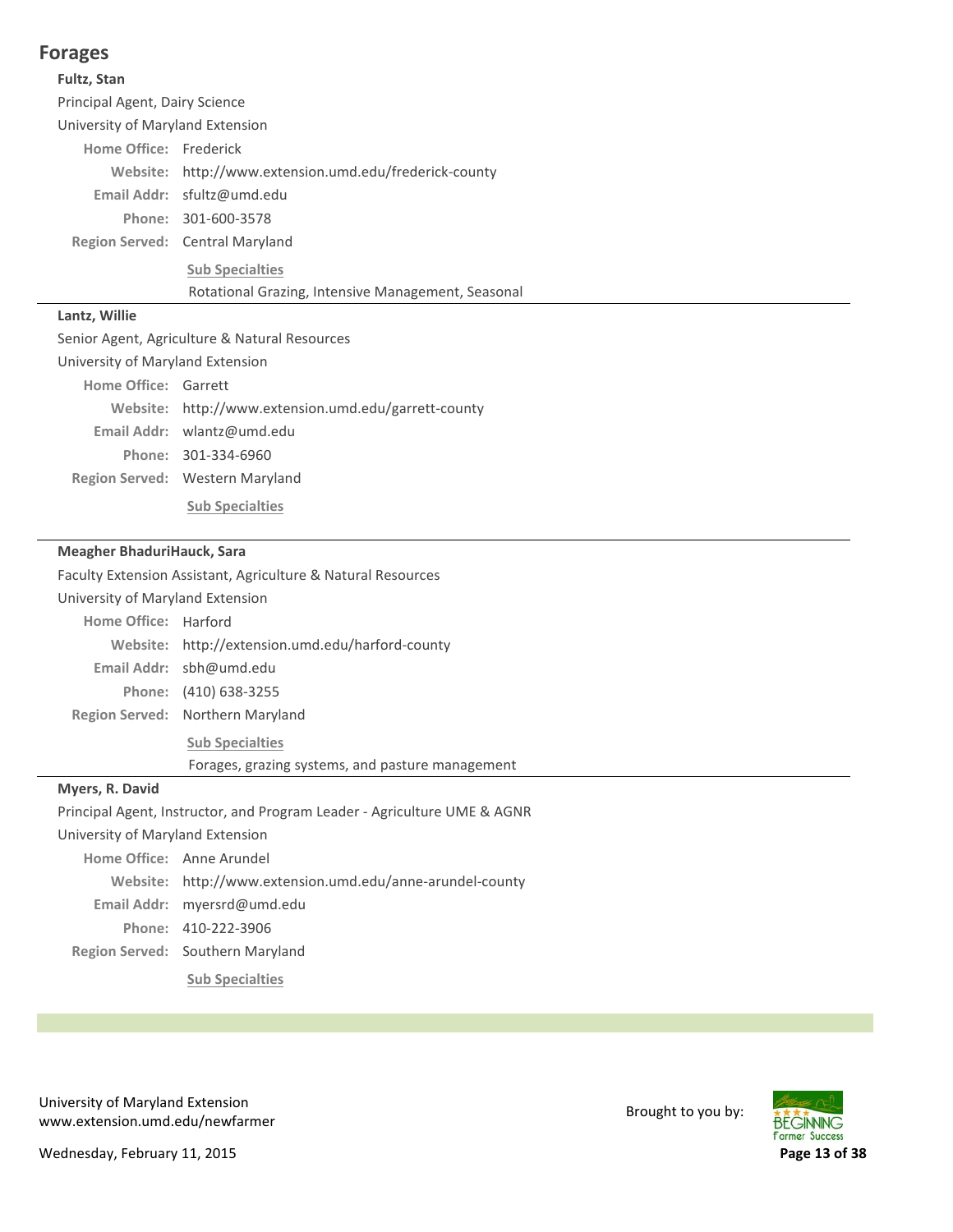## Forages

**Fultz, Stan**

Principal Agent, Dairy Science

University of Maryland Extension

**Home Office:** Frederick

**Website:** http://www.extension.umd.edu/frederick-county

**Email Addr:** sfultz@umd.edu

**Phone:** 301-600-3578

**Region Served:** Central Maryland

**Sub Specialties**

Rotational Grazing, Intensive Management, Seasonal

---

**Lantz, Willie**

Senior Agent, Agriculture & Natural Resources

University of Maryland Extension

**Home Office:** Garrett

**Website:** http://www.extension.umd.edu/garrett-county

**Email Addr:** wlantz@umd.edu

**Phone:** 301-334-6960

**Region Served:** Western Maryland

**Sub Specialties**

---

**Meagher BhaduriHauck, Sara**

Faculty Extension Assistant, Agriculture & Natural Resources

University of Maryland Extension

**Home Office:** Harford

**Website:** http://extension.umd.edu/harford-county

**Email Addr:** sbh@umd.edu

**Phone:** (410) 638-3255

**Region Served:** Northern Maryland

**Sub Specialties**

Forages, grazing systems, and pasture management

---

**Myers, R. David**

Principal Agent, Instructor, and Program Leader - Agriculture UME & AGNR

University of Maryland Extension

**Home Office:** Anne Arundel

**Website:** http://www.extension.umd.edu/anne-arundel-county

**Email Addr:** myersrd@umd.edu

**Phone:** 410-222-3906

**Region Served:** Southern Maryland

**Sub Specialties**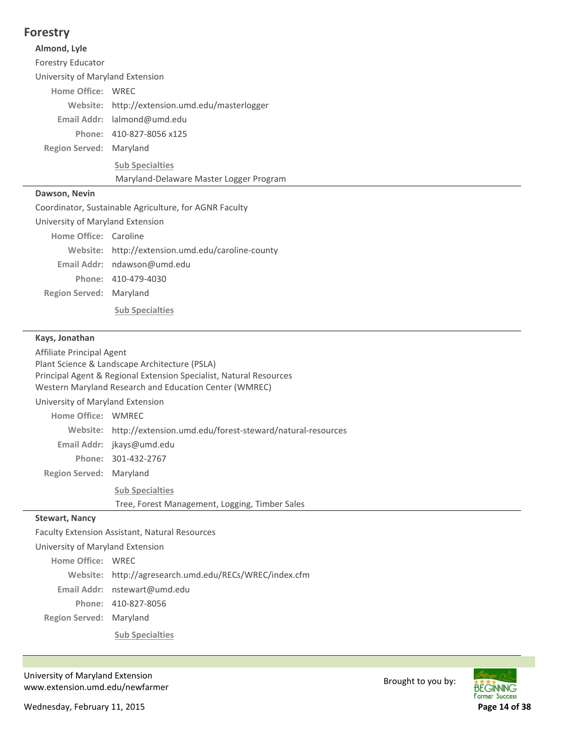# Forestry

**Almond, Lyle**

Forestry Educator

University of Maryland Extension

**Home Office:** WREC

**Website:** http://extension.umd.edu/masterlogger

**Email Addr:** lalmond@umd.edu

**Phone:** 410-827-8056 x125

**Region Served:** Maryland

**Sub Specialties**

Maryland-Delaware Master Logger Program

---

**Dawson, Nevin**

Coordinator, Sustainable Agriculture, for AGNR Faculty

University of Maryland Extension

**Home Office:** Caroline

**Website:** http://extension.umd.edu/caroline-county

**Email Addr:** ndawson@umd.edu

**Phone:** 410-479-4030

**Region Served:** Maryland

**Sub Specialties**

---

**Kays, Jonathan**

Affiliate Principal Agent
Plant Science & Landscape Architecture (PSLA)
Principal Agent & Regional Extension Specialist, Natural Resources
Western Maryland Research and Education Center (WMREC)

University of Maryland Extension

**Home Office:** WMREC

**Website:** http://extension.umd.edu/forest-steward/natural-resources

**Email Addr:** jkays@umd.edu

**Phone:** 301-432-2767

**Region Served:** Maryland

**Sub Specialties**

Tree, Forest Management, Logging, Timber Sales

---

**Stewart, Nancy**

Faculty Extension Assistant, Natural Resources

University of Maryland Extension

**Home Office:** WREC

**Website:** http://agresearch.umd.edu/RECs/WREC/index.cfm

**Email Addr:** nstewart@umd.edu

**Phone:** 410-827-8056

**Region Served:** Maryland

**Sub Specialties**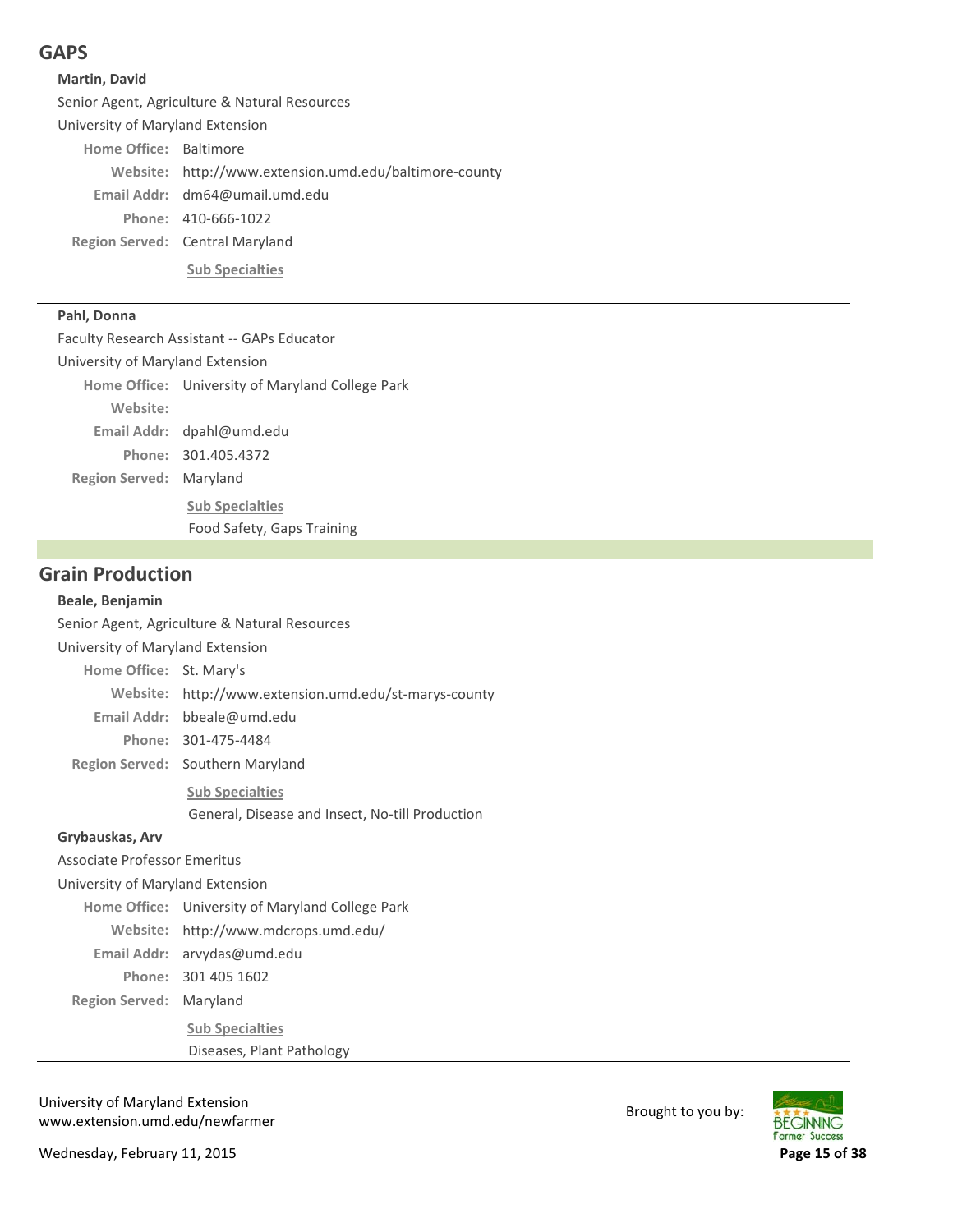## GAPS

**Martin, David**

Senior Agent, Agriculture & Natural Resources

University of Maryland Extension

**Home Office:** Baltimore

**Website:** http://www.extension.umd.edu/baltimore-county

**Email Addr:** dm64@umail.umd.edu

**Phone:** 410-666-1022

**Region Served:** Central Maryland

**Sub Specialties**

---

**Pahl, Donna**

Faculty Research Assistant -- GAPs Educator

University of Maryland Extension

**Home Office:** University of Maryland College Park

**Website:**

**Email Addr:** dpahl@umd.edu

**Phone:** 301.405.4372

**Region Served:** Maryland

**Sub Specialties**

Food Safety, Gaps Training

## Grain Production

**Beale, Benjamin**

Senior Agent, Agriculture & Natural Resources

University of Maryland Extension

**Home Office:** St. Mary's

**Website:** http://www.extension.umd.edu/st-marys-county

**Email Addr:** bbeale@umd.edu

**Phone:** 301-475-4484

**Region Served:** Southern Maryland

**Sub Specialties**

General, Disease and Insect, No-till Production

---

**Grybauskas, Arv**

Associate Professor Emeritus

University of Maryland Extension

**Home Office:** University of Maryland College Park

**Website:** http://www.mdcrops.umd.edu/

**Email Addr:** arvydas@umd.edu

**Phone:** 301 405 1602

**Region Served:** Maryland

**Sub Specialties**

Diseases, Plant Pathology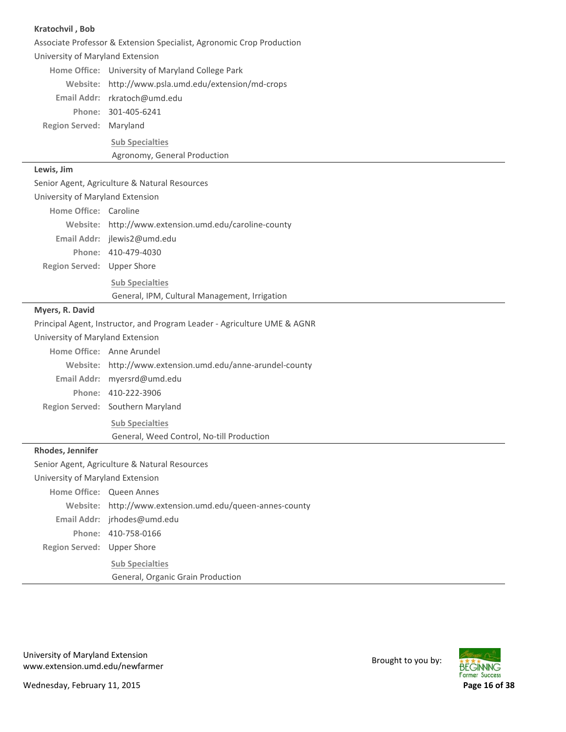**Kratochvil , Bob**

Associate Professor & Extension Specialist, Agronomic Crop Production

University of Maryland Extension

**Home Office:** University of Maryland College Park

**Website:** http://www.psla.umd.edu/extension/md-crops

**Email Addr:** rkratoch@umd.edu

**Phone:** 301-405-6241

**Region Served:** Maryland

**Sub Specialties**

Agronomy, General Production

---

**Lewis, Jim**

Senior Agent, Agriculture & Natural Resources

University of Maryland Extension

**Home Office:** Caroline

**Website:** http://www.extension.umd.edu/caroline-county

**Email Addr:** jlewis2@umd.edu

**Phone:** 410-479-4030

**Region Served:** Upper Shore

**Sub Specialties**

General, IPM, Cultural Management, Irrigation

---

**Myers, R. David**

Principal Agent, Instructor, and Program Leader - Agriculture UME & AGNR

University of Maryland Extension

**Home Office:** Anne Arundel

**Website:** http://www.extension.umd.edu/anne-arundel-county

**Email Addr:** myersrd@umd.edu

**Phone:** 410-222-3906

**Region Served:** Southern Maryland

**Sub Specialties**

General, Weed Control, No-till Production

---

**Rhodes, Jennifer**

Senior Agent, Agriculture & Natural Resources

University of Maryland Extension

**Home Office:** Queen Annes

**Website:** http://www.extension.umd.edu/queen-annes-county

**Email Addr:** jrhodes@umd.edu

**Phone:** 410-758-0166

**Region Served:** Upper Shore

**Sub Specialties**

General, Organic Grain Production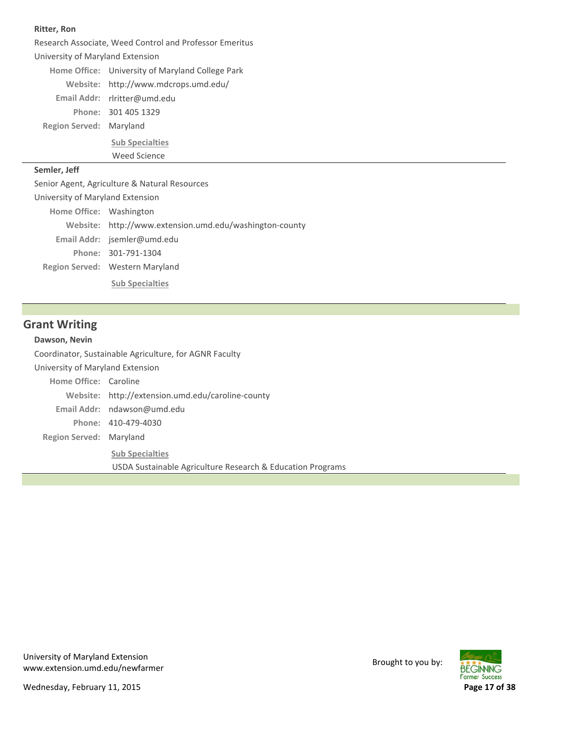**Ritter, Ron**

Research Associate, Weed Control and Professor Emeritus

University of Maryland Extension

**Home Office:** University of Maryland College Park

**Website:** http://www.mdcrops.umd.edu/

**Email Addr:** rlritter@umd.edu

**Phone:** 301 405 1329

**Region Served:** Maryland

**Sub Specialties**

Weed Science

---

**Semler, Jeff**

Senior Agent, Agriculture & Natural Resources

University of Maryland Extension

**Home Office:** Washington

**Website:** http://www.extension.umd.edu/washington-county

**Email Addr:** jsemler@umd.edu

**Phone:** 301-791-1304

**Region Served:** Western Maryland

**Sub Specialties**

---

## Grant Writing

**Dawson, Nevin**

Coordinator, Sustainable Agriculture, for AGNR Faculty

University of Maryland Extension

**Home Office:** Caroline

**Website:** http://extension.umd.edu/caroline-county

**Email Addr:** ndawson@umd.edu

**Phone:** 410-479-4030

**Region Served:** Maryland

**Sub Specialties**

USDA Sustainable Agriculture Research & Education Programs

---

University of Maryland Extension
www.extension.umd.edu/newfarmer

Brought to you by:

Wednesday, February 11, 2015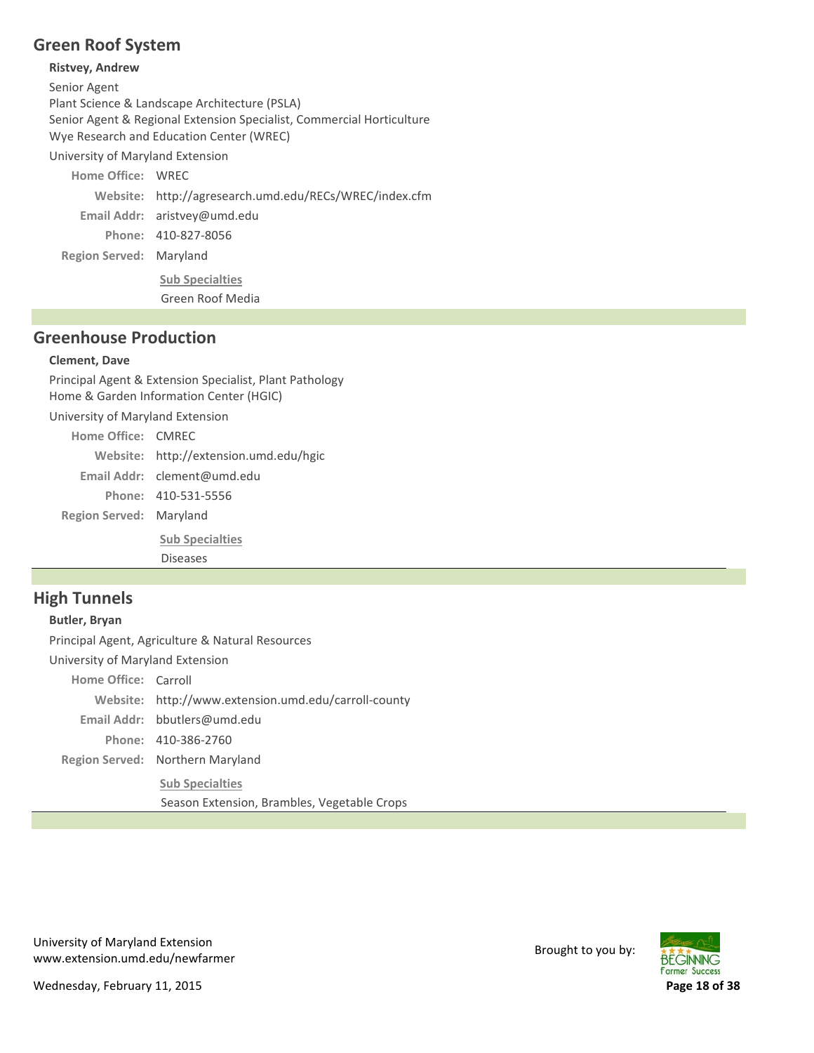## Green Roof System

**Ristvey, Andrew**

Senior Agent
Plant Science & Landscape Architecture (PSLA)
Senior Agent & Regional Extension Specialist, Commercial Horticulture
Wye Research and Education Center (WREC)

University of Maryland Extension

**Home Office:** WREC
**Website:** http://agresearch.umd.edu/RECs/WREC/index.cfm
**Email Addr:** aristvey@umd.edu
**Phone:** 410-827-8056
**Region Served:** Maryland

**Sub Specialties**
Green Roof Media

## Greenhouse Production

**Clement, Dave**

Principal Agent & Extension Specialist, Plant Pathology
Home & Garden Information Center (HGIC)

University of Maryland Extension

**Home Office:** CMREC
**Website:** http://extension.umd.edu/hgic
**Email Addr:** clement@umd.edu
**Phone:** 410-531-5556
**Region Served:** Maryland

**Sub Specialties**
Diseases

## High Tunnels

**Butler, Bryan**

Principal Agent, Agriculture & Natural Resources

University of Maryland Extension

**Home Office:** Carroll
**Website:** http://www.extension.umd.edu/carroll-county
**Email Addr:** bbutlers@umd.edu
**Phone:** 410-386-2760
**Region Served:** Northern Maryland

**Sub Specialties**
Season Extension, Brambles, Vegetable Crops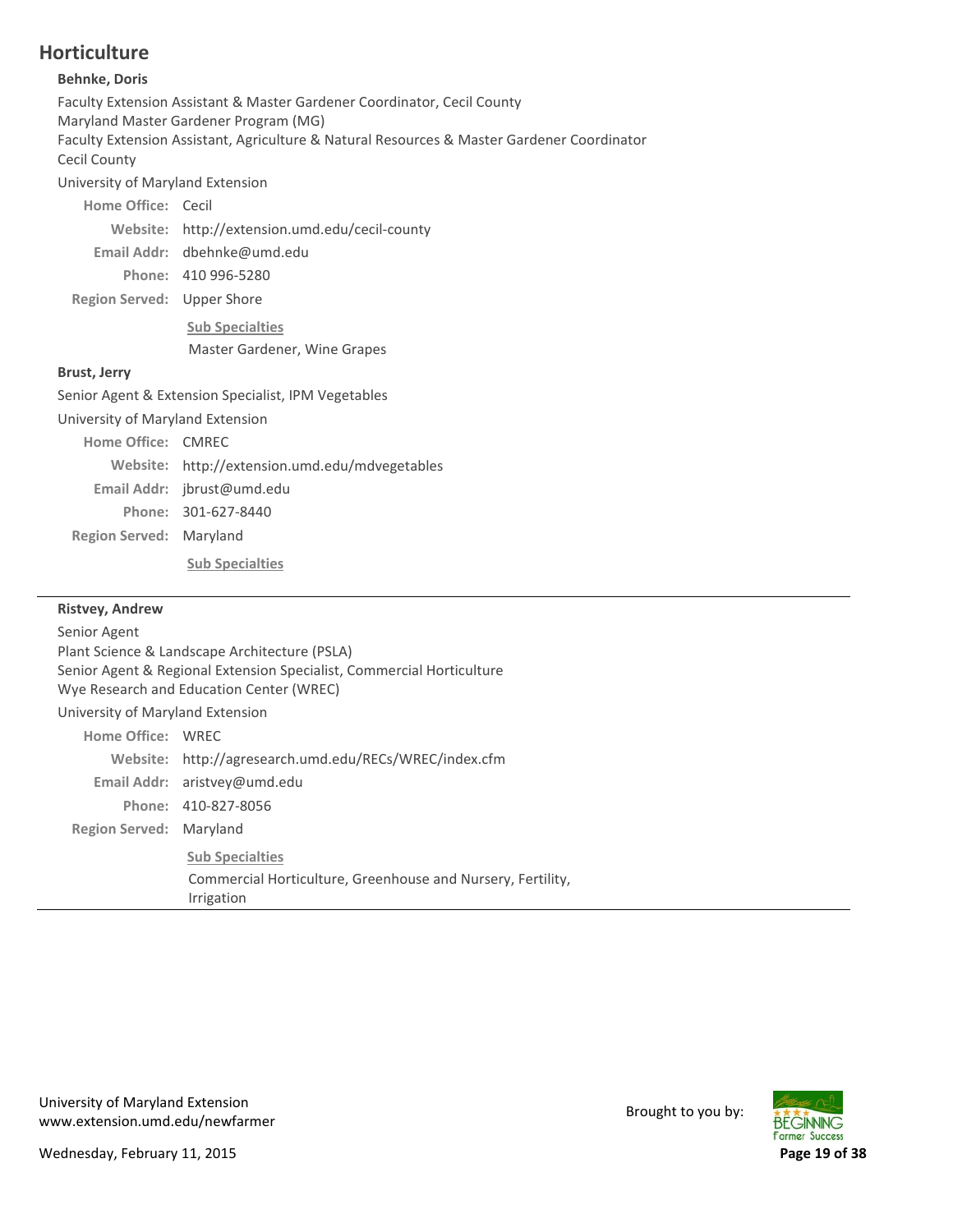## Horticulture

**Behnke, Doris**

Faculty Extension Assistant & Master Gardener Coordinator, Cecil County
Maryland Master Gardener Program (MG)
Faculty Extension Assistant, Agriculture & Natural Resources & Master Gardener Coordinator
Cecil County

University of Maryland Extension

**Home Office:** Cecil
**Website:** http://extension.umd.edu/cecil-county
**Email Addr:** dbehnke@umd.edu
**Phone:** 410 996-5280
**Region Served:** Upper Shore

**Sub Specialties**

Master Gardener, Wine Grapes

**Brust, Jerry**

Senior Agent & Extension Specialist, IPM Vegetables

University of Maryland Extension

**Home Office:** CMREC
**Website:** http://extension.umd.edu/mdvegetables
**Email Addr:** jbrust@umd.edu
**Phone:** 301-627-8440
**Region Served:** Maryland

**Sub Specialties**

---

**Ristvey, Andrew**

Senior Agent
Plant Science & Landscape Architecture (PSLA)
Senior Agent & Regional Extension Specialist, Commercial Horticulture
Wye Research and Education Center (WREC)

University of Maryland Extension

**Home Office:** WREC
**Website:** http://agresearch.umd.edu/RECs/WREC/index.cfm
**Email Addr:** aristvey@umd.edu
**Phone:** 410-827-8056
**Region Served:** Maryland

**Sub Specialties**

Commercial Horticulture, Greenhouse and Nursery, Fertility, Irrigation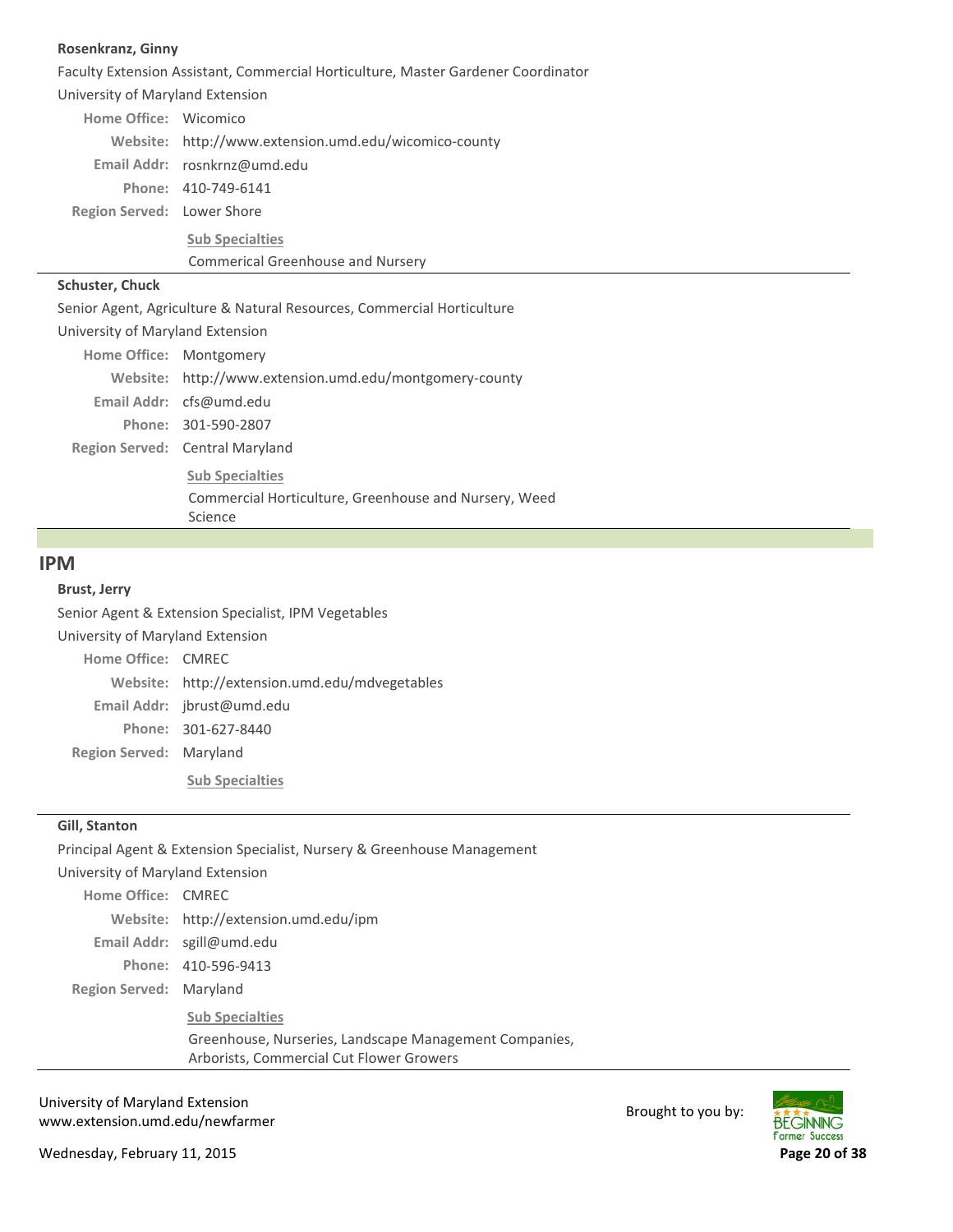**Rosenkranz, Ginny**

Faculty Extension Assistant, Commercial Horticulture, Master Gardener Coordinator

University of Maryland Extension

**Home Office:** Wicomico

**Website:** http://www.extension.umd.edu/wicomico-county

**Email Addr:** rosnkrnz@umd.edu

**Phone:** 410-749-6141

**Region Served:** Lower Shore

**Sub Specialties**

Commerical Greenhouse and Nursery

---

**Schuster, Chuck**

Senior Agent, Agriculture & Natural Resources, Commercial Horticulture

University of Maryland Extension

**Home Office:** Montgomery

**Website:** http://www.extension.umd.edu/montgomery-county

**Email Addr:** cfs@umd.edu

**Phone:** 301-590-2807

**Region Served:** Central Maryland

**Sub Specialties**

Commercial Horticulture, Greenhouse and Nursery, Weed Science

---

## IPM

**Brust, Jerry**

Senior Agent & Extension Specialist, IPM Vegetables

University of Maryland Extension

**Home Office:** CMREC

**Website:** http://extension.umd.edu/mdvegetables

**Email Addr:** jbrust@umd.edu

**Phone:** 301-627-8440

**Region Served:** Maryland

**Sub Specialties**

---

**Gill, Stanton**

Principal Agent & Extension Specialist, Nursery & Greenhouse Management

University of Maryland Extension

**Home Office:** CMREC

**Website:** http://extension.umd.edu/ipm

**Email Addr:** sgill@umd.edu

**Phone:** 410-596-9413

**Region Served:** Maryland

**Sub Specialties**

Greenhouse, Nurseries, Landscape Management Companies, Arborists, Commercial Cut Flower Growers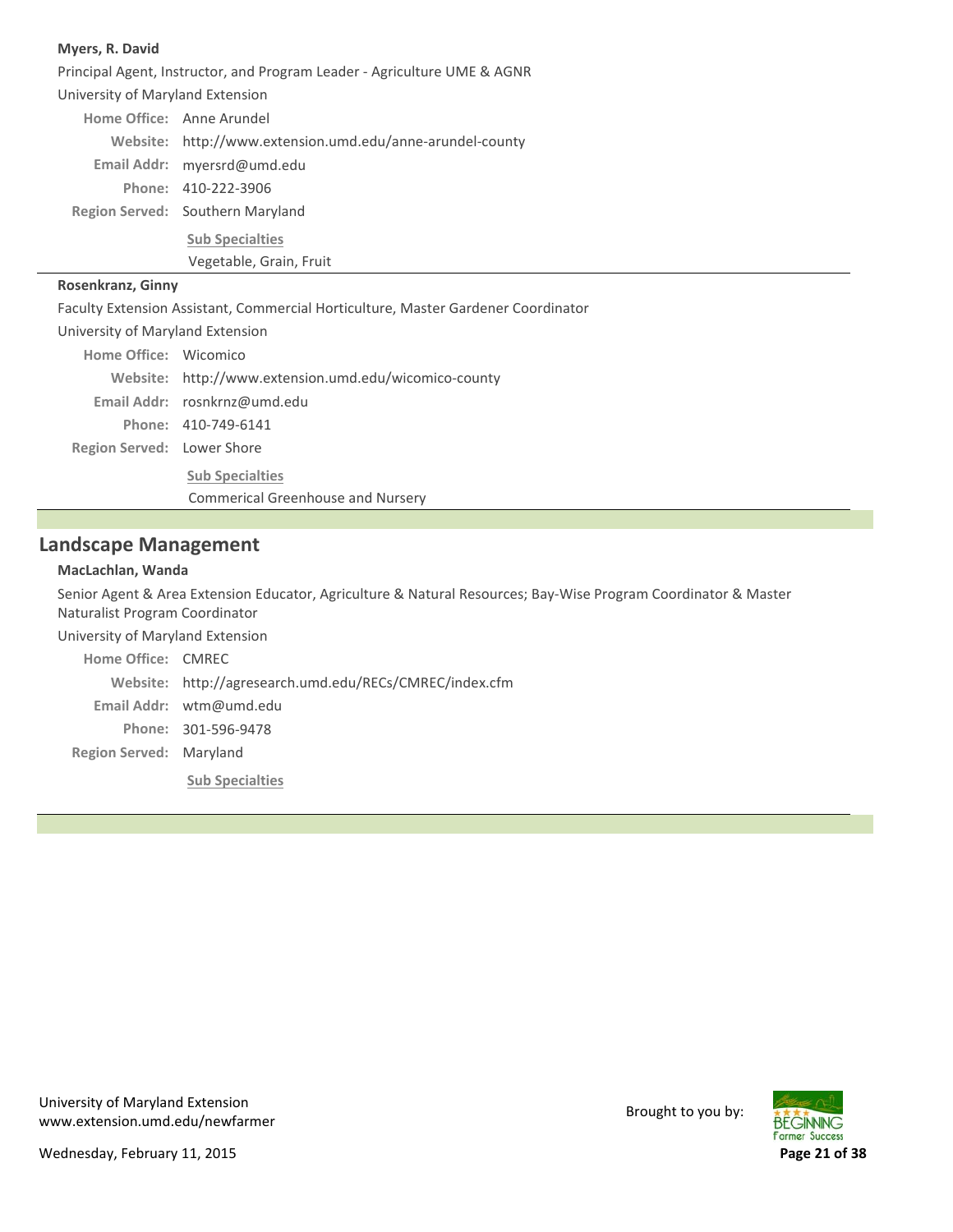**Myers, R. David**

Principal Agent, Instructor, and Program Leader - Agriculture UME & AGNR

University of Maryland Extension

**Home Office:** Anne Arundel

**Website:** http://www.extension.umd.edu/anne-arundel-county

**Email Addr:** myersrd@umd.edu

**Phone:** 410-222-3906

**Region Served:** Southern Maryland

**Sub Specialties**

Vegetable, Grain, Fruit

---

**Rosenkranz, Ginny**

Faculty Extension Assistant, Commercial Horticulture, Master Gardener Coordinator

University of Maryland Extension

**Home Office:** Wicomico

**Website:** http://www.extension.umd.edu/wicomico-county

**Email Addr:** rosnkrnz@umd.edu

**Phone:** 410-749-6141

**Region Served:** Lower Shore

**Sub Specialties**

Commerical Greenhouse and Nursery

---

## Landscape Management

**MacLachlan, Wanda**

Senior Agent & Area Extension Educator, Agriculture & Natural Resources; Bay-Wise Program Coordinator & Master Naturalist Program Coordinator

University of Maryland Extension

**Home Office:** CMREC

**Website:** http://agresearch.umd.edu/RECs/CMREC/index.cfm

**Email Addr:** wtm@umd.edu

**Phone:** 301-596-9478

**Region Served:** Maryland

**Sub Specialties**

---

University of Maryland Extension
www.extension.umd.edu/newfarmer

Wednesday, February 11, 2015

Brought to you by: Beginning Farmer Success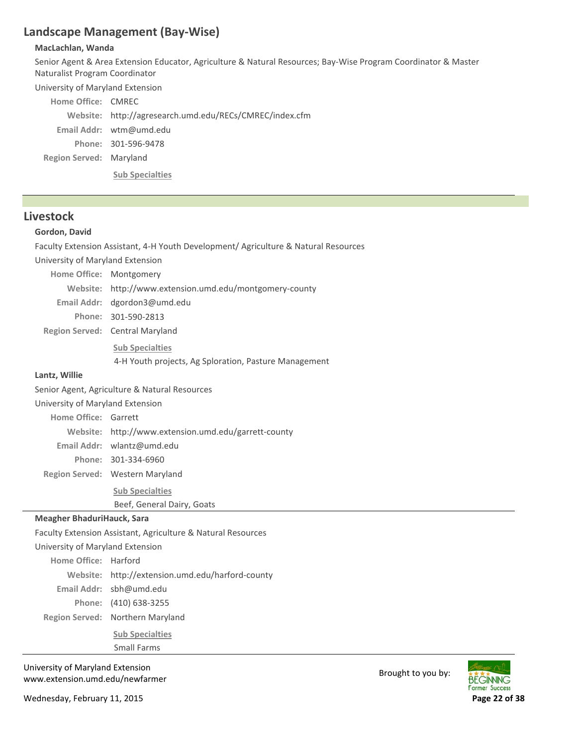## Landscape Management (Bay-Wise)

**MacLachlan, Wanda**

Senior Agent & Area Extension Educator, Agriculture & Natural Resources; Bay-Wise Program Coordinator & Master Naturalist Program Coordinator

University of Maryland Extension

**Home Office:** CMREC
**Website:** http://agresearch.umd.edu/RECs/CMREC/index.cfm
**Email Addr:** wtm@umd.edu
**Phone:** 301-596-9478
**Region Served:** Maryland

**Sub Specialties**

## Livestock

**Gordon, David**

Faculty Extension Assistant, 4-H Youth Development/ Agriculture & Natural Resources

University of Maryland Extension

**Home Office:** Montgomery
**Website:** http://www.extension.umd.edu/montgomery-county
**Email Addr:** dgordon3@umd.edu
**Phone:** 301-590-2813
**Region Served:** Central Maryland

**Sub Specialties**

4-H Youth projects, Ag Sploration, Pasture Management

**Lantz, Willie**

Senior Agent, Agriculture & Natural Resources

University of Maryland Extension

**Home Office:** Garrett
**Website:** http://www.extension.umd.edu/garrett-county
**Email Addr:** wlantz@umd.edu
**Phone:** 301-334-6960
**Region Served:** Western Maryland

**Sub Specialties**

Beef, General Dairy, Goats

**Meagher BhaduriHauck, Sara**

Faculty Extension Assistant, Agriculture & Natural Resources

University of Maryland Extension

**Home Office:** Harford
**Website:** http://extension.umd.edu/harford-county
**Email Addr:** sbh@umd.edu
**Phone:** (410) 638-3255
**Region Served:** Northern Maryland

**Sub Specialties**

Small Farms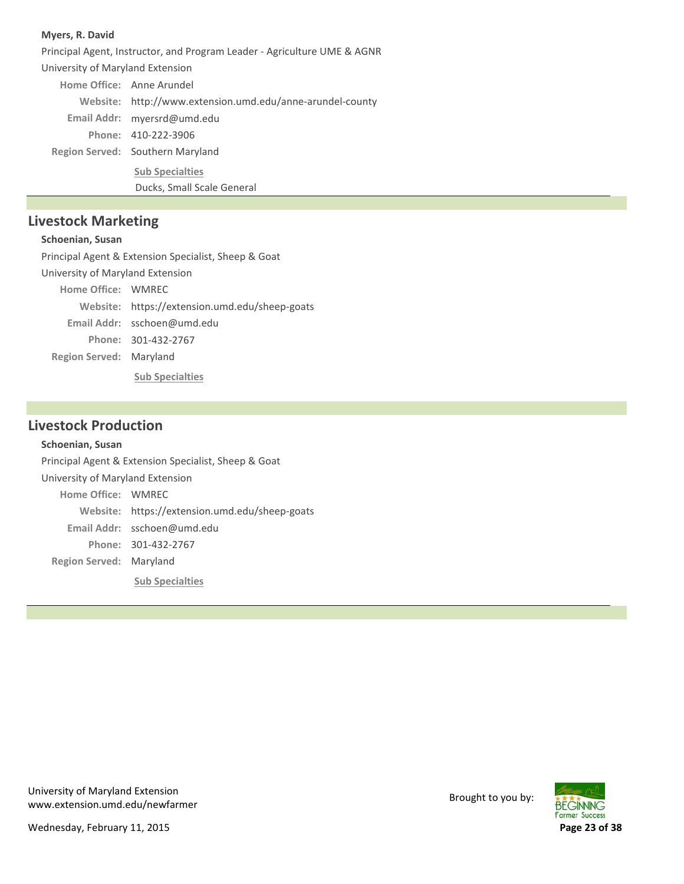**Myers, R. David**

Principal Agent, Instructor, and Program Leader - Agriculture UME & AGNR

University of Maryland Extension

**Home Office:** Anne Arundel

**Website:** http://www.extension.umd.edu/anne-arundel-county

**Email Addr:** myersrd@umd.edu

**Phone:** 410-222-3906

**Region Served:** Southern Maryland

**Sub Specialties**

Ducks, Small Scale General

## Livestock Marketing

**Schoenian, Susan**

Principal Agent & Extension Specialist, Sheep & Goat

University of Maryland Extension

**Home Office:** WMREC

**Website:** https://extension.umd.edu/sheep-goats

**Email Addr:** sschoen@umd.edu

**Phone:** 301-432-2767

**Region Served:** Maryland

**Sub Specialties**

## Livestock Production

**Schoenian, Susan**

Principal Agent & Extension Specialist, Sheep & Goat

University of Maryland Extension

**Home Office:** WMREC

**Website:** https://extension.umd.edu/sheep-goats

**Email Addr:** sschoen@umd.edu

**Phone:** 301-432-2767

**Region Served:** Maryland

**Sub Specialties**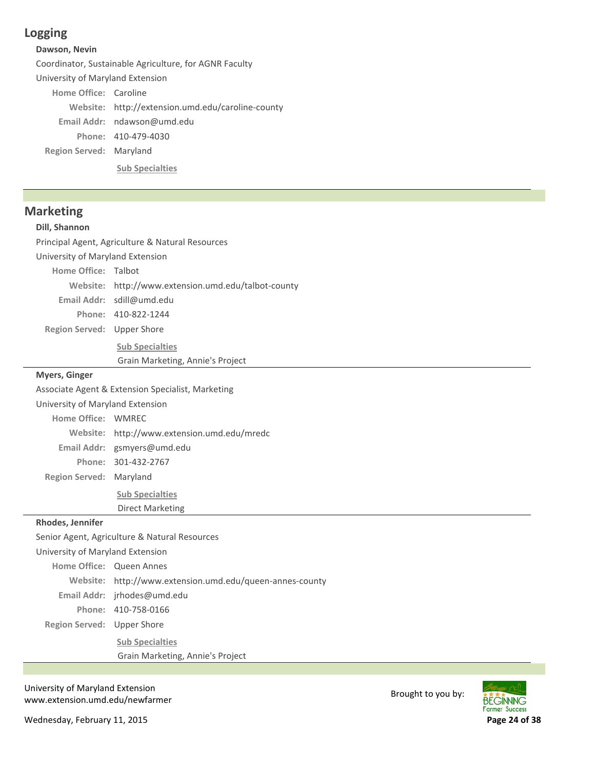## Logging

**Dawson, Nevin**

Coordinator, Sustainable Agriculture, for AGNR Faculty

University of Maryland Extension

**Home Office:** Caroline

**Website:** http://extension.umd.edu/caroline-county

**Email Addr:** ndawson@umd.edu

**Phone:** 410-479-4030

**Region Served:** Maryland

**Sub Specialties**

## Marketing

**Dill, Shannon**

Principal Agent, Agriculture & Natural Resources

University of Maryland Extension

**Home Office:** Talbot

**Website:** http://www.extension.umd.edu/talbot-county

**Email Addr:** sdill@umd.edu

**Phone:** 410-822-1244

**Region Served:** Upper Shore

**Sub Specialties**

Grain Marketing, Annie's Project

---

**Myers, Ginger**

Associate Agent & Extension Specialist, Marketing

University of Maryland Extension

**Home Office:** WMREC

**Website:** http://www.extension.umd.edu/mredc

**Email Addr:** gsmyers@umd.edu

**Phone:** 301-432-2767

**Region Served:** Maryland

**Sub Specialties**

Direct Marketing

---

**Rhodes, Jennifer**

Senior Agent, Agriculture & Natural Resources

University of Maryland Extension

**Home Office:** Queen Annes

**Website:** http://www.extension.umd.edu/queen-annes-county

**Email Addr:** jrhodes@umd.edu

**Phone:** 410-758-0166

**Region Served:** Upper Shore

**Sub Specialties**

Grain Marketing, Annie's Project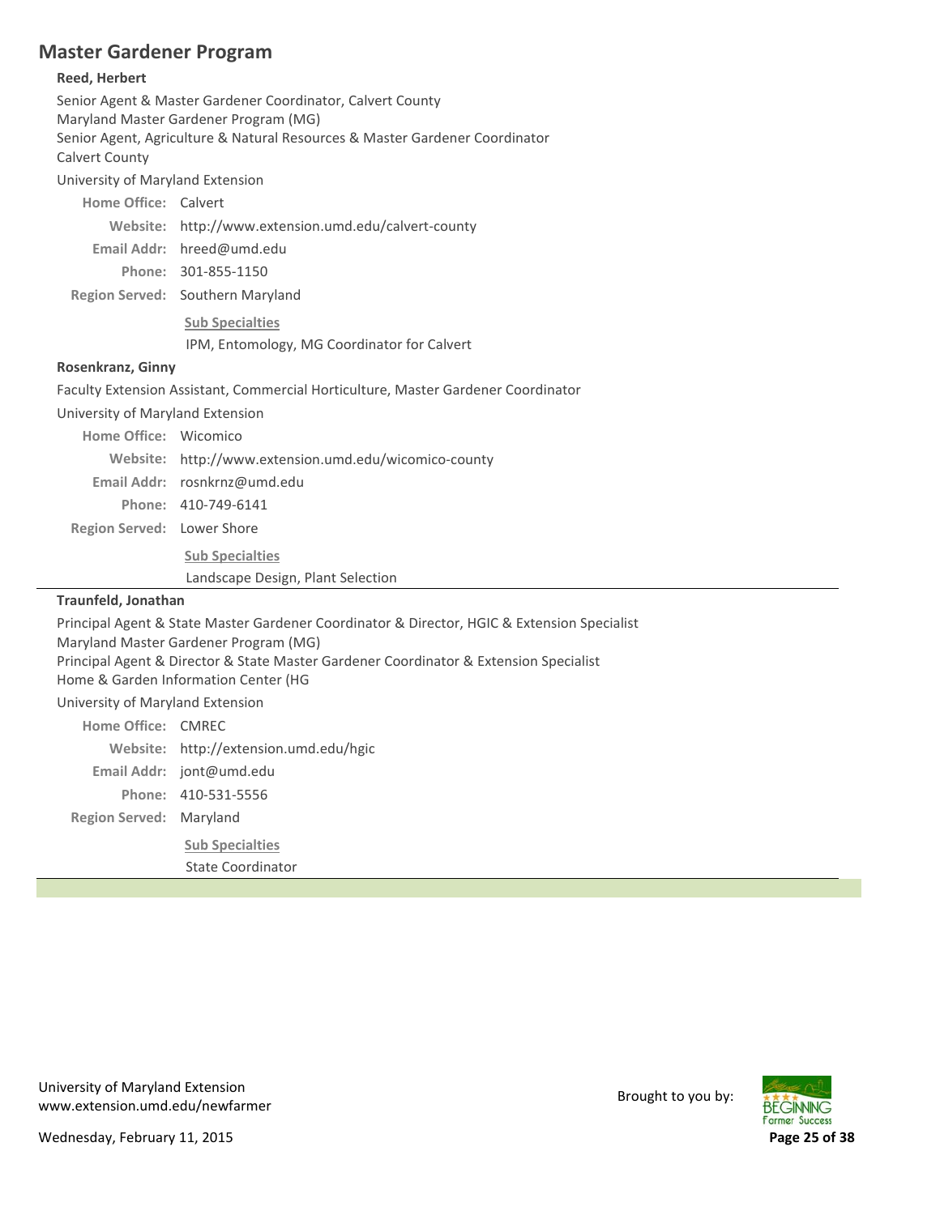## Master Gardener Program

**Reed, Herbert**

Senior Agent & Master Gardener Coordinator, Calvert County
Maryland Master Gardener Program (MG)
Senior Agent, Agriculture & Natural Resources & Master Gardener Coordinator
Calvert County

University of Maryland Extension

**Home Office:** Calvert
**Website:** http://www.extension.umd.edu/calvert-county
**Email Addr:** hreed@umd.edu
**Phone:** 301-855-1150
**Region Served:** Southern Maryland

**Sub Specialties**

IPM, Entomology, MG Coordinator for Calvert

**Rosenkranz, Ginny**

Faculty Extension Assistant, Commercial Horticulture, Master Gardener Coordinator

University of Maryland Extension

**Home Office:** Wicomico
**Website:** http://www.extension.umd.edu/wicomico-county
**Email Addr:** rosnkrnz@umd.edu
**Phone:** 410-749-6141
**Region Served:** Lower Shore

**Sub Specialties**

Landscape Design, Plant Selection

---

**Traunfeld, Jonathan**

Principal Agent & State Master Gardener Coordinator & Director, HGIC & Extension Specialist
Maryland Master Gardener Program (MG)
Principal Agent & Director & State Master Gardener Coordinator & Extension Specialist
Home & Garden Information Center (HG

University of Maryland Extension

**Home Office:** CMREC
**Website:** http://extension.umd.edu/hgic
**Email Addr:** jont@umd.edu
**Phone:** 410-531-5556
**Region Served:** Maryland

**Sub Specialties**

State Coordinator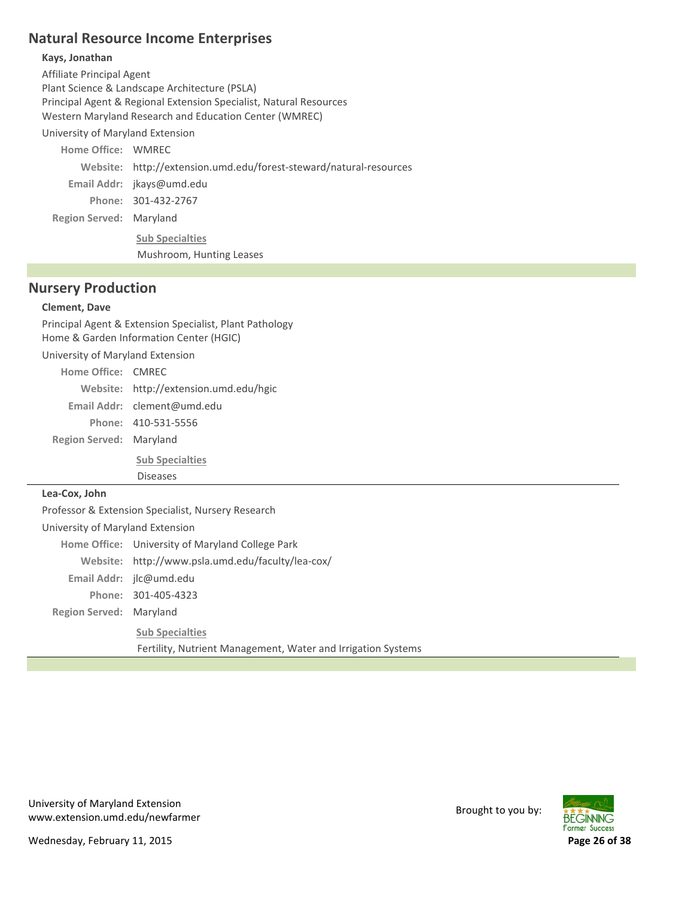## Natural Resource Income Enterprises

**Kays, Jonathan**

Affiliate Principal Agent
Plant Science & Landscape Architecture (PSLA)
Principal Agent & Regional Extension Specialist, Natural Resources
Western Maryland Research and Education Center (WMREC)

University of Maryland Extension

**Home Office:** WMREC
**Website:** http://extension.umd.edu/forest-steward/natural-resources
**Email Addr:** jkays@umd.edu
**Phone:** 301-432-2767
**Region Served:** Maryland

**Sub Specialties**

Mushroom, Hunting Leases

## Nursery Production

**Clement, Dave**

Principal Agent & Extension Specialist, Plant Pathology
Home & Garden Information Center (HGIC)

University of Maryland Extension

**Home Office:** CMREC
**Website:** http://extension.umd.edu/hgic
**Email Addr:** clement@umd.edu
**Phone:** 410-531-5556
**Region Served:** Maryland

**Sub Specialties**

Diseases

---

**Lea-Cox, John**

Professor & Extension Specialist, Nursery Research

University of Maryland Extension

**Home Office:** University of Maryland College Park
**Website:** http://www.psla.umd.edu/faculty/lea-cox/
**Email Addr:** jlc@umd.edu
**Phone:** 301-405-4323
**Region Served:** Maryland

**Sub Specialties**

Fertility, Nutrient Management, Water and Irrigation Systems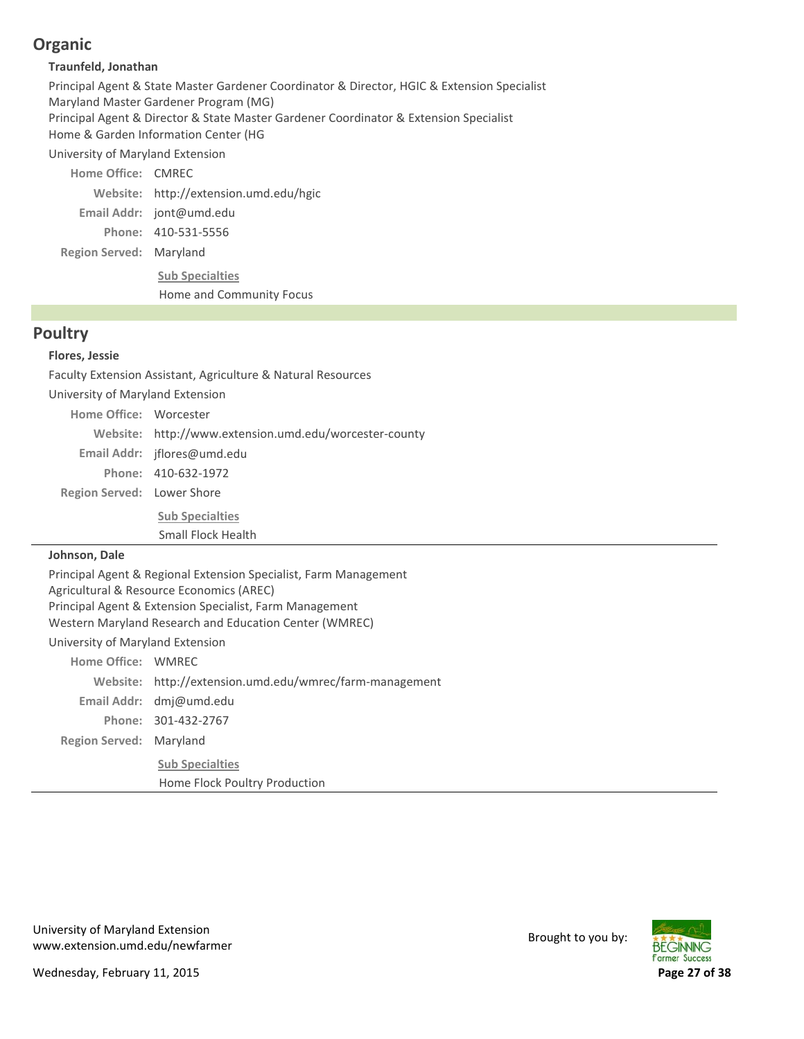## Organic

**Traunfeld, Jonathan**

Principal Agent & State Master Gardener Coordinator & Director, HGIC & Extension Specialist
Maryland Master Gardener Program (MG)
Principal Agent & Director & State Master Gardener Coordinator & Extension Specialist
Home & Garden Information Center (HG

University of Maryland Extension

**Home Office:** CMREC
**Website:** http://extension.umd.edu/hgic
**Email Addr:** jont@umd.edu
**Phone:** 410-531-5556
**Region Served:** Maryland

**Sub Specialties**

Home and Community Focus

## Poultry

**Flores, Jessie**

Faculty Extension Assistant, Agriculture & Natural Resources

University of Maryland Extension

**Home Office:** Worcester
**Website:** http://www.extension.umd.edu/worcester-county
**Email Addr:** jflores@umd.edu
**Phone:** 410-632-1972
**Region Served:** Lower Shore

**Sub Specialties**

Small Flock Health

---

**Johnson, Dale**

Principal Agent & Regional Extension Specialist, Farm Management
Agricultural & Resource Economics (AREC)
Principal Agent & Extension Specialist, Farm Management
Western Maryland Research and Education Center (WMREC)

University of Maryland Extension

**Home Office:** WMREC
**Website:** http://extension.umd.edu/wmrec/farm-management
**Email Addr:** dmj@umd.edu
**Phone:** 301-432-2767
**Region Served:** Maryland

**Sub Specialties**

Home Flock Poultry Production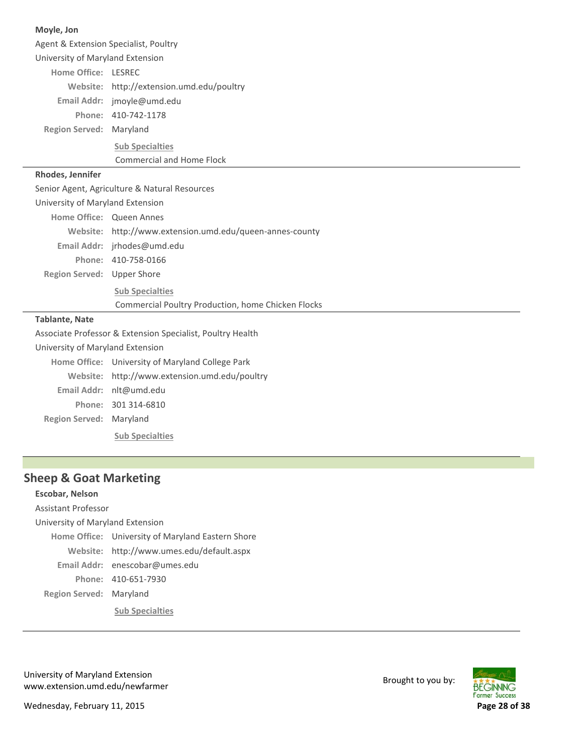**Moyle, Jon**

Agent & Extension Specialist, Poultry

University of Maryland Extension

**Home Office:** LESREC

**Website:** http://extension.umd.edu/poultry

**Email Addr:** jmoyle@umd.edu

**Phone:** 410-742-1178

**Region Served:** Maryland

**Sub Specialties**

Commercial and Home Flock

---

**Rhodes, Jennifer**

Senior Agent, Agriculture & Natural Resources

University of Maryland Extension

**Home Office:** Queen Annes

**Website:** http://www.extension.umd.edu/queen-annes-county

**Email Addr:** jrhodes@umd.edu

**Phone:** 410-758-0166

**Region Served:** Upper Shore

**Sub Specialties**

Commercial Poultry Production, home Chicken Flocks

---

**Tablante, Nate**

Associate Professor & Extension Specialist, Poultry Health

University of Maryland Extension

**Home Office:** University of Maryland College Park

**Website:** http://www.extension.umd.edu/poultry

**Email Addr:** nlt@umd.edu

**Phone:** 301 314-6810

**Region Served:** Maryland

**Sub Specialties**

---

## Sheep & Goat Marketing

**Escobar, Nelson**

Assistant Professor

University of Maryland Extension

**Home Office:** University of Maryland Eastern Shore

**Website:** http://www.umes.edu/default.aspx

**Email Addr:** enescobar@umes.edu

**Phone:** 410-651-7930

**Region Served:** Maryland

**Sub Specialties**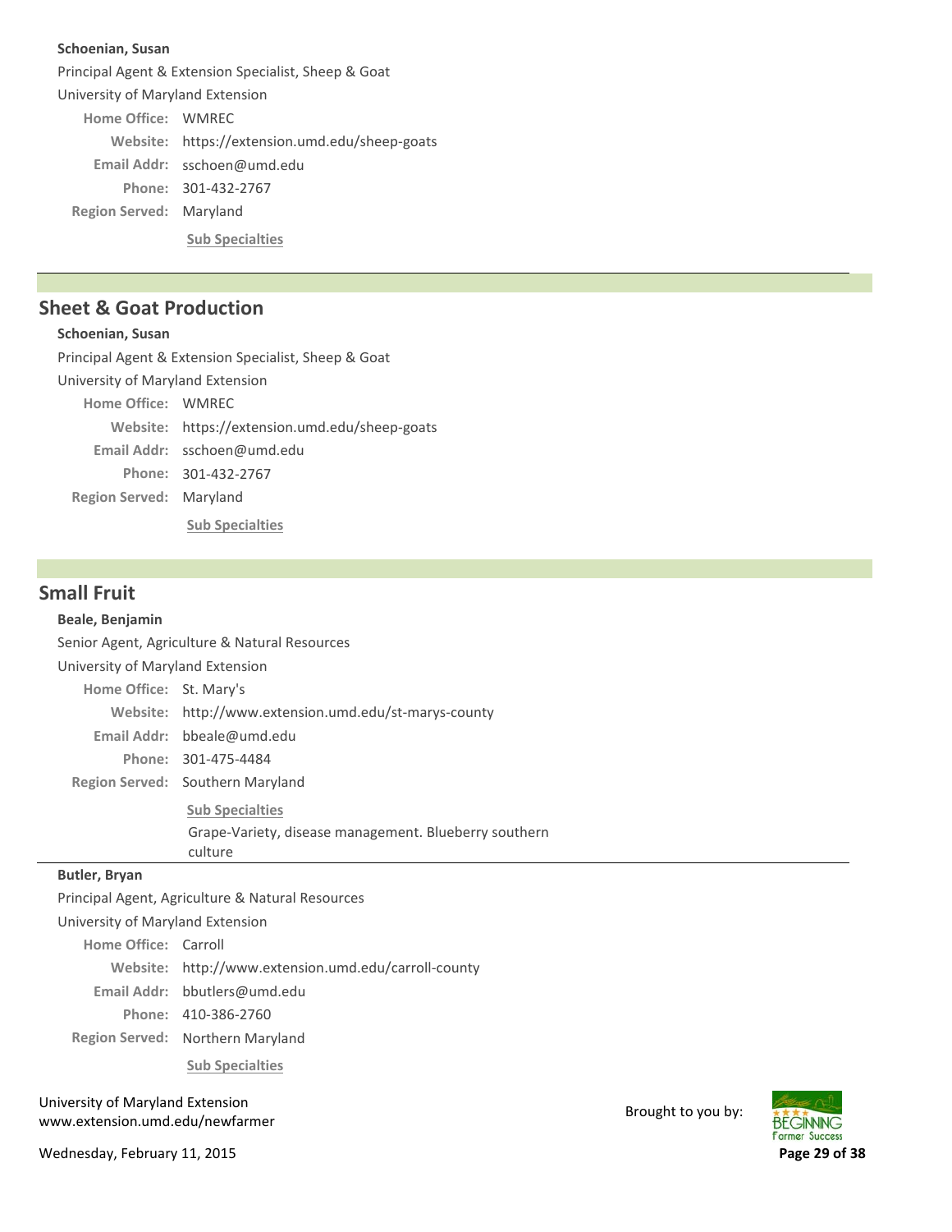**Schoenian, Susan**

Principal Agent & Extension Specialist, Sheep & Goat

University of Maryland Extension

**Home Office:** WMREC

**Website:** https://extension.umd.edu/sheep-goats

**Email Addr:** sschoen@umd.edu

**Phone:** 301-432-2767

**Region Served:** Maryland

**Sub Specialties**

---

## Sheet & Goat Production

**Schoenian, Susan**

Principal Agent & Extension Specialist, Sheep & Goat

University of Maryland Extension

**Home Office:** WMREC

**Website:** https://extension.umd.edu/sheep-goats

**Email Addr:** sschoen@umd.edu

**Phone:** 301-432-2767

**Region Served:** Maryland

**Sub Specialties**

## Small Fruit

**Beale, Benjamin**

Senior Agent, Agriculture & Natural Resources

University of Maryland Extension

**Home Office:** St. Mary's

**Website:** http://www.extension.umd.edu/st-marys-county

**Email Addr:** bbeale@umd.edu

**Phone:** 301-475-4484

**Region Served:** Southern Maryland

**Sub Specialties**

Grape-Variety, disease management. Blueberry southern culture

---

**Butler, Bryan**

Principal Agent, Agriculture & Natural Resources

University of Maryland Extension

**Home Office:** Carroll

**Website:** http://www.extension.umd.edu/carroll-county

**Email Addr:** bbutlers@umd.edu

**Phone:** 410-386-2760

**Region Served:** Northern Maryland

**Sub Specialties**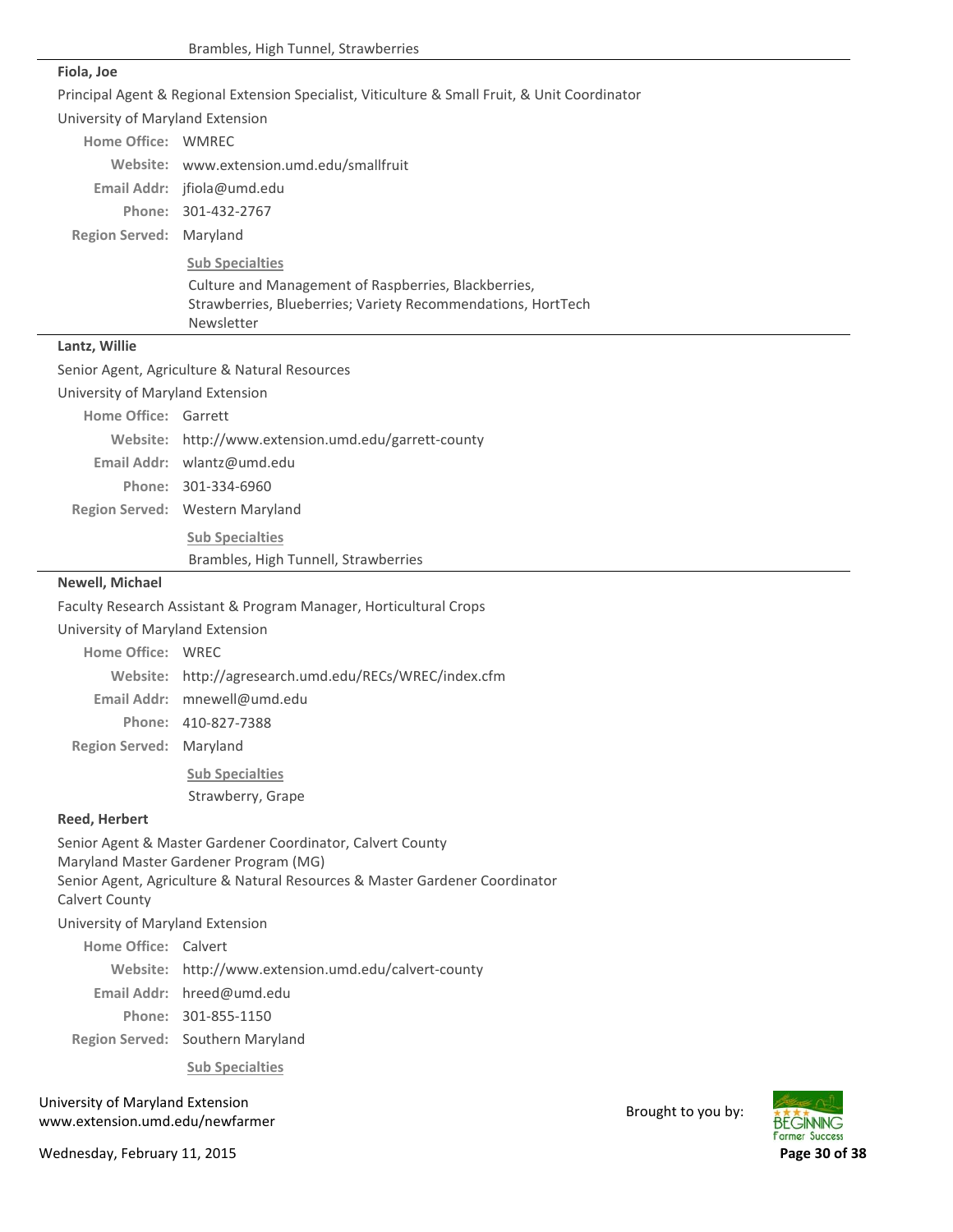Brambles, High Tunnel, Strawberries

**Fiola, Joe**

Principal Agent & Regional Extension Specialist, Viticulture & Small Fruit, & Unit Coordinator

University of Maryland Extension

**Home Office:** WMREC

**Website:** www.extension.umd.edu/smallfruit

**Email Addr:** jfiola@umd.edu

**Phone:** 301-432-2767

**Region Served:** Maryland

**Sub Specialties**

Culture and Management of Raspberries, Blackberries, Strawberries, Blueberries; Variety Recommendations, HortTech Newsletter

---

**Lantz, Willie**

Senior Agent, Agriculture & Natural Resources

University of Maryland Extension

**Home Office:** Garrett

**Website:** http://www.extension.umd.edu/garrett-county

**Email Addr:** wlantz@umd.edu

**Phone:** 301-334-6960

**Region Served:** Western Maryland

**Sub Specialties**

Brambles, High Tunnell, Strawberries

---

**Newell, Michael**

Faculty Research Assistant & Program Manager, Horticultural Crops

University of Maryland Extension

**Home Office:** WREC

**Website:** http://agresearch.umd.edu/RECs/WREC/index.cfm

**Email Addr:** mnewell@umd.edu

**Phone:** 410-827-7388

**Region Served:** Maryland

**Sub Specialties**

Strawberry, Grape

**Reed, Herbert**

Senior Agent & Master Gardener Coordinator, Calvert County
Maryland Master Gardener Program (MG)
Senior Agent, Agriculture & Natural Resources & Master Gardener Coordinator
Calvert County

University of Maryland Extension

**Home Office:** Calvert

**Website:** http://www.extension.umd.edu/calvert-county

**Email Addr:** hreed@umd.edu

**Phone:** 301-855-1150

**Region Served:** Southern Maryland

**Sub Specialties**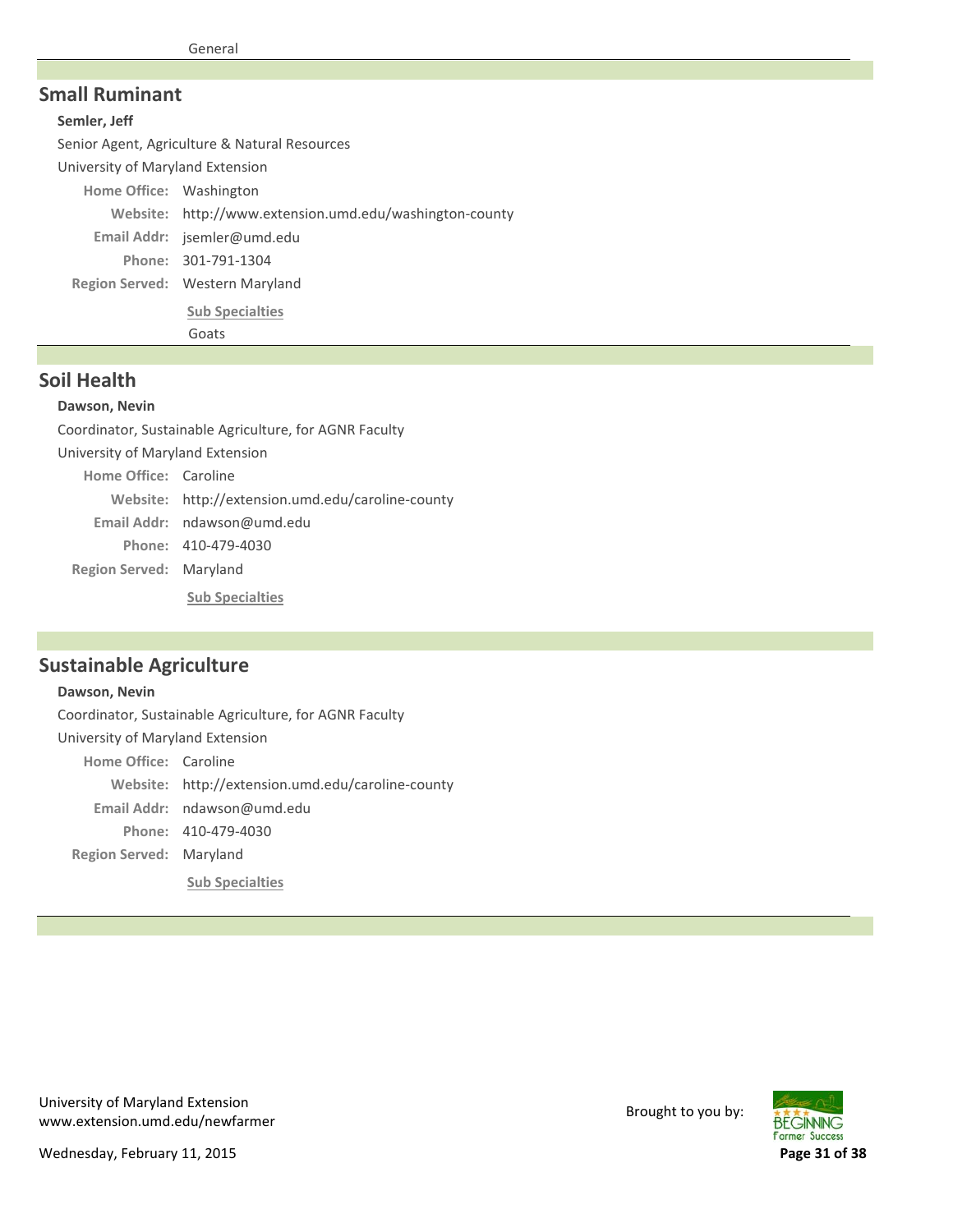General

## Small Ruminant

**Semler, Jeff**

Senior Agent, Agriculture & Natural Resources

University of Maryland Extension

**Home Office:** Washington

**Website:** http://www.extension.umd.edu/washington-county

**Email Addr:** jsemler@umd.edu

**Phone:** 301-791-1304

**Region Served:** Western Maryland

**Sub Specialties**

Goats

## Soil Health

**Dawson, Nevin**

Coordinator, Sustainable Agriculture, for AGNR Faculty

University of Maryland Extension

**Home Office:** Caroline

**Website:** http://extension.umd.edu/caroline-county

**Email Addr:** ndawson@umd.edu

**Phone:** 410-479-4030

**Region Served:** Maryland

**Sub Specialties**

## Sustainable Agriculture

**Dawson, Nevin**

Coordinator, Sustainable Agriculture, for AGNR Faculty

University of Maryland Extension

**Home Office:** Caroline

**Website:** http://extension.umd.edu/caroline-county

**Email Addr:** ndawson@umd.edu

**Phone:** 410-479-4030

**Region Served:** Maryland

**Sub Specialties**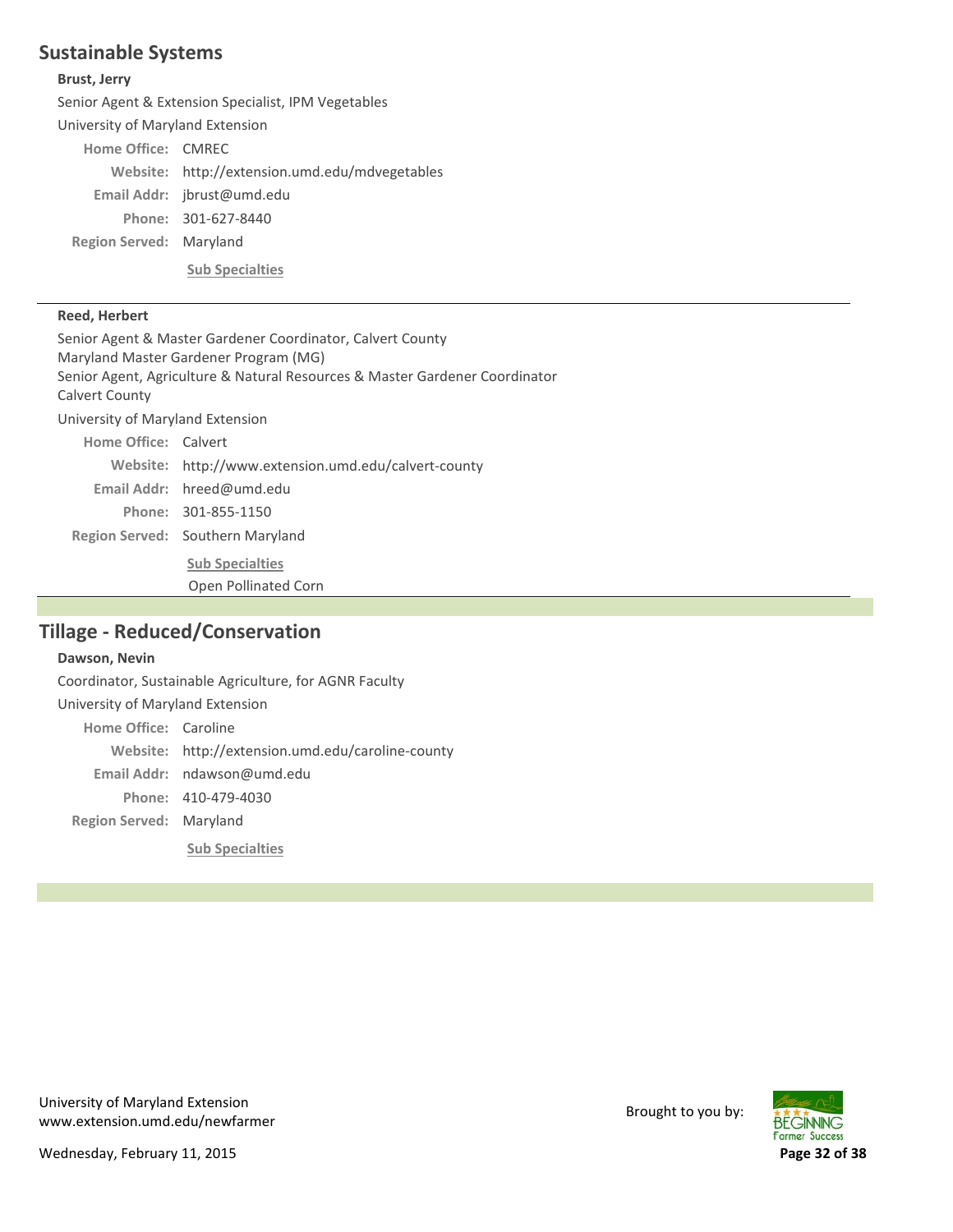## Sustainable Systems

**Brust, Jerry**

Senior Agent & Extension Specialist, IPM Vegetables

University of Maryland Extension

**Home Office:** CMREC

**Website:** http://extension.umd.edu/mdvegetables

**Email Addr:** jbrust@umd.edu

**Phone:** 301-627-8440

**Region Served:** Maryland

**Sub Specialties**

---

**Reed, Herbert**

Senior Agent & Master Gardener Coordinator, Calvert County
Maryland Master Gardener Program (MG)
Senior Agent, Agriculture & Natural Resources & Master Gardener Coordinator
Calvert County

University of Maryland Extension

**Home Office:** Calvert

**Website:** http://www.extension.umd.edu/calvert-county

**Email Addr:** hreed@umd.edu

**Phone:** 301-855-1150

**Region Served:** Southern Maryland

**Sub Specialties**

Open Pollinated Corn

---

## Tillage - Reduced/Conservation

**Dawson, Nevin**

Coordinator, Sustainable Agriculture, for AGNR Faculty

University of Maryland Extension

**Home Office:** Caroline

**Website:** http://extension.umd.edu/caroline-county

**Email Addr:** ndawson@umd.edu

**Phone:** 410-479-4030

**Region Served:** Maryland

**Sub Specialties**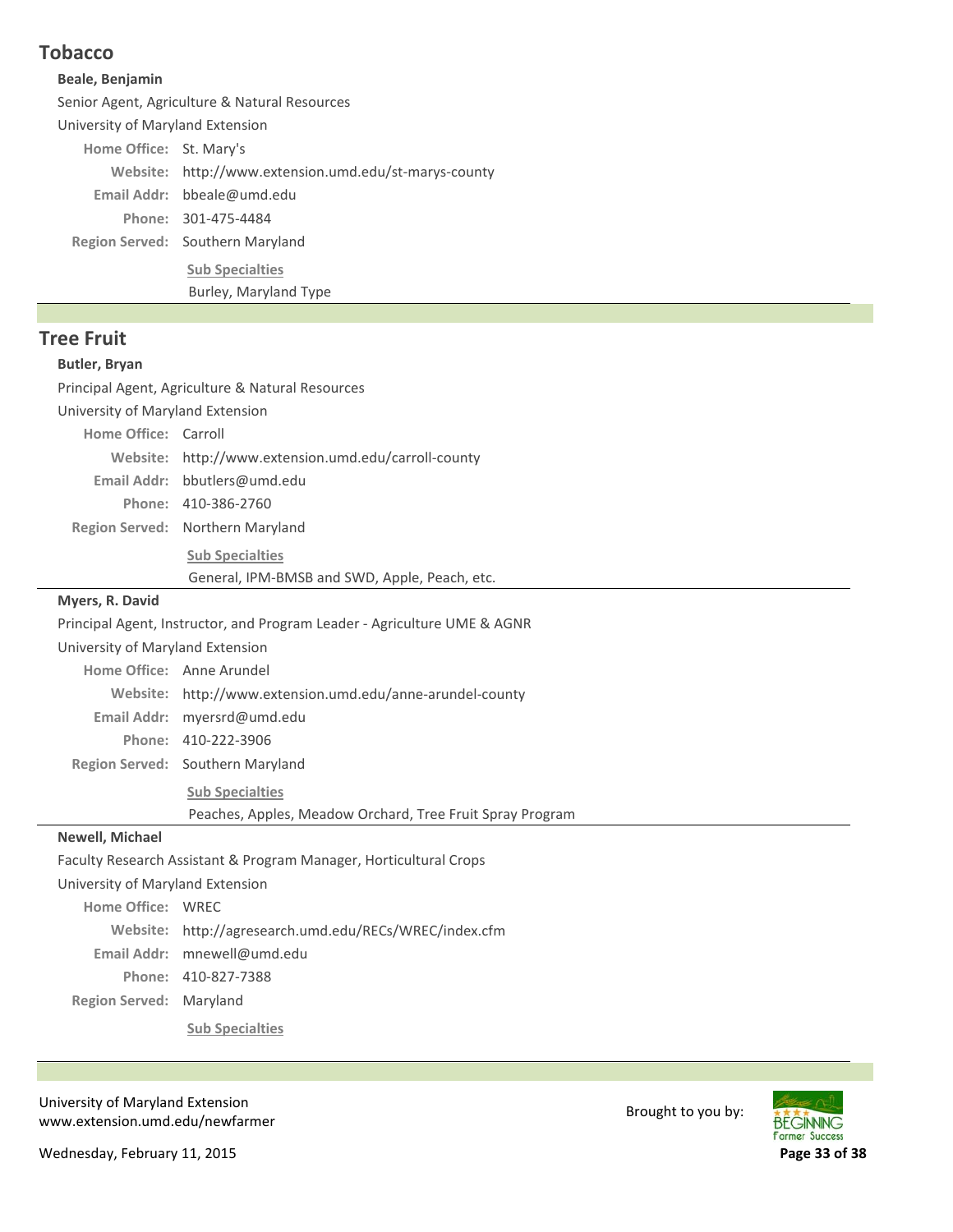## Tobacco

**Beale, Benjamin**

Senior Agent, Agriculture & Natural Resources

University of Maryland Extension

**Home Office:** St. Mary's

**Website:** http://www.extension.umd.edu/st-marys-county

**Email Addr:** bbeale@umd.edu

**Phone:** 301-475-4484

**Region Served:** Southern Maryland

**Sub Specialties**

Burley, Maryland Type

## Tree Fruit

**Butler, Bryan**

Principal Agent, Agriculture & Natural Resources

University of Maryland Extension

**Home Office:** Carroll

**Website:** http://www.extension.umd.edu/carroll-county

**Email Addr:** bbutlers@umd.edu

**Phone:** 410-386-2760

**Region Served:** Northern Maryland

**Sub Specialties**

General, IPM-BMSB and SWD, Apple, Peach, etc.

---

**Myers, R. David**

Principal Agent, Instructor, and Program Leader - Agriculture UME & AGNR

University of Maryland Extension

**Home Office:** Anne Arundel

**Website:** http://www.extension.umd.edu/anne-arundel-county

**Email Addr:** myersrd@umd.edu

**Phone:** 410-222-3906

**Region Served:** Southern Maryland

**Sub Specialties**

Peaches, Apples, Meadow Orchard, Tree Fruit Spray Program

---

**Newell, Michael**

Faculty Research Assistant & Program Manager, Horticultural Crops

University of Maryland Extension

**Home Office:** WREC

**Website:** http://agresearch.umd.edu/RECs/WREC/index.cfm

**Email Addr:** mnewell@umd.edu

**Phone:** 410-827-7388

**Region Served:** Maryland

**Sub Specialties**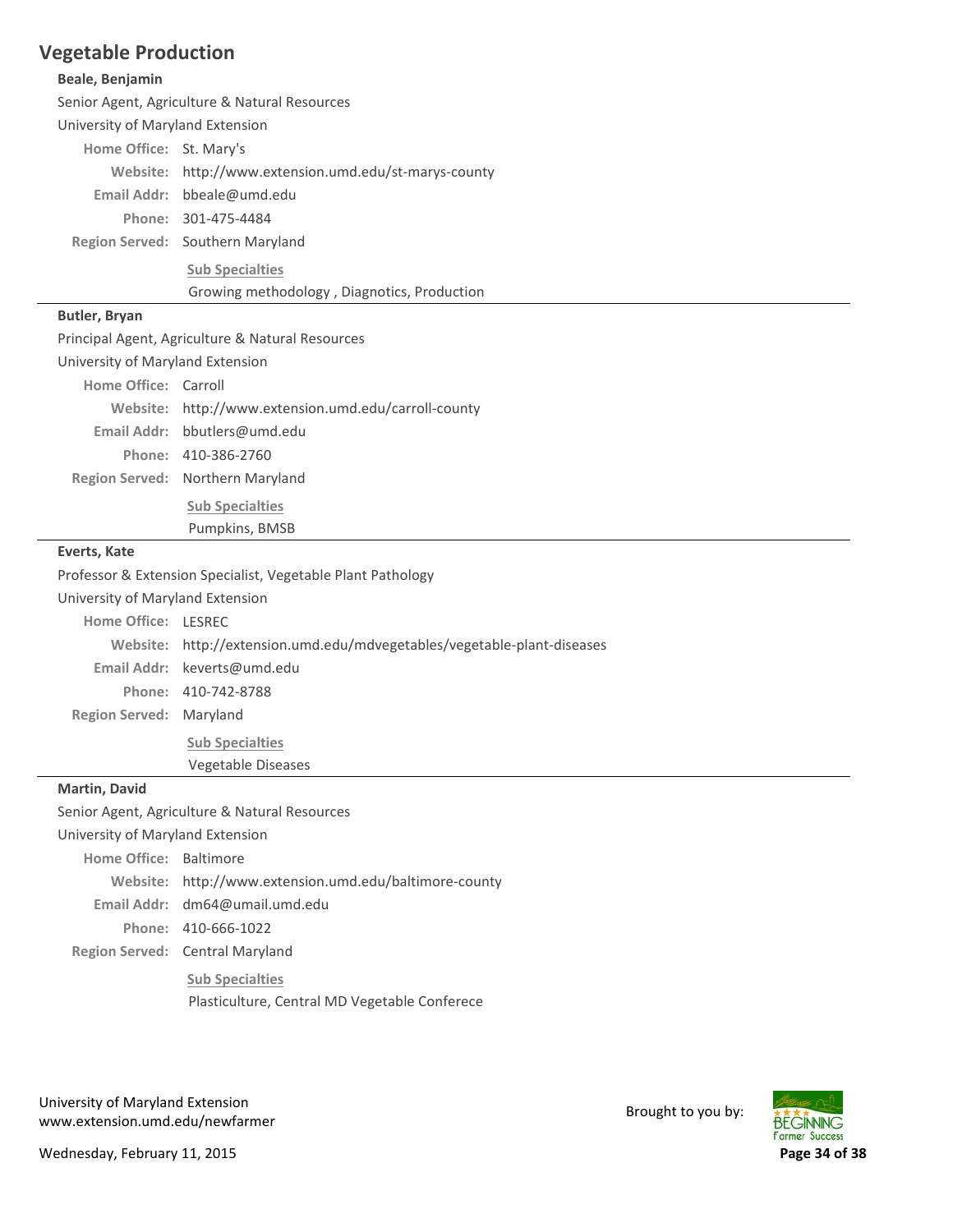## Vegetable Production

**Beale, Benjamin**

Senior Agent, Agriculture & Natural Resources

University of Maryland Extension

**Home Office:** St. Mary's
**Website:** http://www.extension.umd.edu/st-marys-county
**Email Addr:** bbeale@umd.edu
**Phone:** 301-475-4484
**Region Served:** Southern Maryland

**Sub Specialties**

Growing methodology , Diagnotics, Production

---

**Butler, Bryan**

Principal Agent, Agriculture & Natural Resources

University of Maryland Extension

**Home Office:** Carroll
**Website:** http://www.extension.umd.edu/carroll-county
**Email Addr:** bbutlers@umd.edu
**Phone:** 410-386-2760
**Region Served:** Northern Maryland

**Sub Specialties**

Pumpkins, BMSB

---

**Everts, Kate**

Professor & Extension Specialist, Vegetable Plant Pathology

University of Maryland Extension

**Home Office:** LESREC
**Website:** http://extension.umd.edu/mdvegetables/vegetable-plant-diseases
**Email Addr:** keverts@umd.edu
**Phone:** 410-742-8788
**Region Served:** Maryland

**Sub Specialties**

Vegetable Diseases

---

**Martin, David**

Senior Agent, Agriculture & Natural Resources

University of Maryland Extension

**Home Office:** Baltimore
**Website:** http://www.extension.umd.edu/baltimore-county
**Email Addr:** dm64@umail.umd.edu
**Phone:** 410-666-1022
**Region Served:** Central Maryland

**Sub Specialties**

Plasticulture, Central MD Vegetable Conferece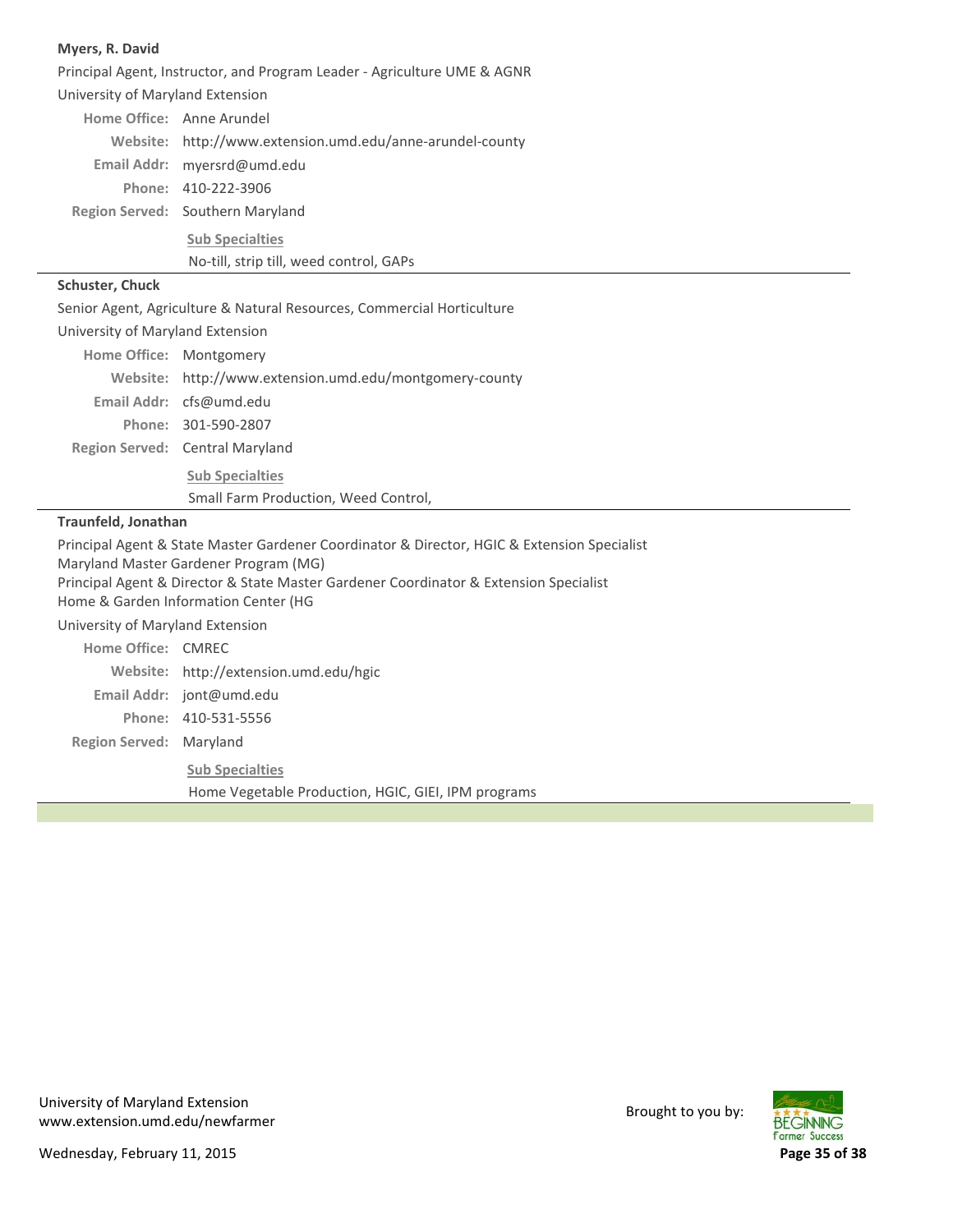**Myers, R. David**

Principal Agent, Instructor, and Program Leader - Agriculture UME & AGNR

University of Maryland Extension

**Home Office:** Anne Arundel

**Website:** http://www.extension.umd.edu/anne-arundel-county

**Email Addr:** myersrd@umd.edu

**Phone:** 410-222-3906

**Region Served:** Southern Maryland

**Sub Specialties**

No-till, strip till, weed control, GAPs

---

**Schuster, Chuck**

Senior Agent, Agriculture & Natural Resources, Commercial Horticulture

University of Maryland Extension

**Home Office:** Montgomery

**Website:** http://www.extension.umd.edu/montgomery-county

**Email Addr:** cfs@umd.edu

**Phone:** 301-590-2807

**Region Served:** Central Maryland

**Sub Specialties**

Small Farm Production, Weed Control,

---

**Traunfeld, Jonathan**

Principal Agent & State Master Gardener Coordinator & Director, HGIC & Extension Specialist
Maryland Master Gardener Program (MG)
Principal Agent & Director & State Master Gardener Coordinator & Extension Specialist
Home & Garden Information Center (HG

University of Maryland Extension

**Home Office:** CMREC

**Website:** http://extension.umd.edu/hgic

**Email Addr:** jont@umd.edu

**Phone:** 410-531-5556

**Region Served:** Maryland

**Sub Specialties**

Home Vegetable Production, HGIC, GIEI, IPM programs

---

University of Maryland Extension
www.extension.umd.edu/newfarmer

Brought to you by:

Wednesday, February 11, 2015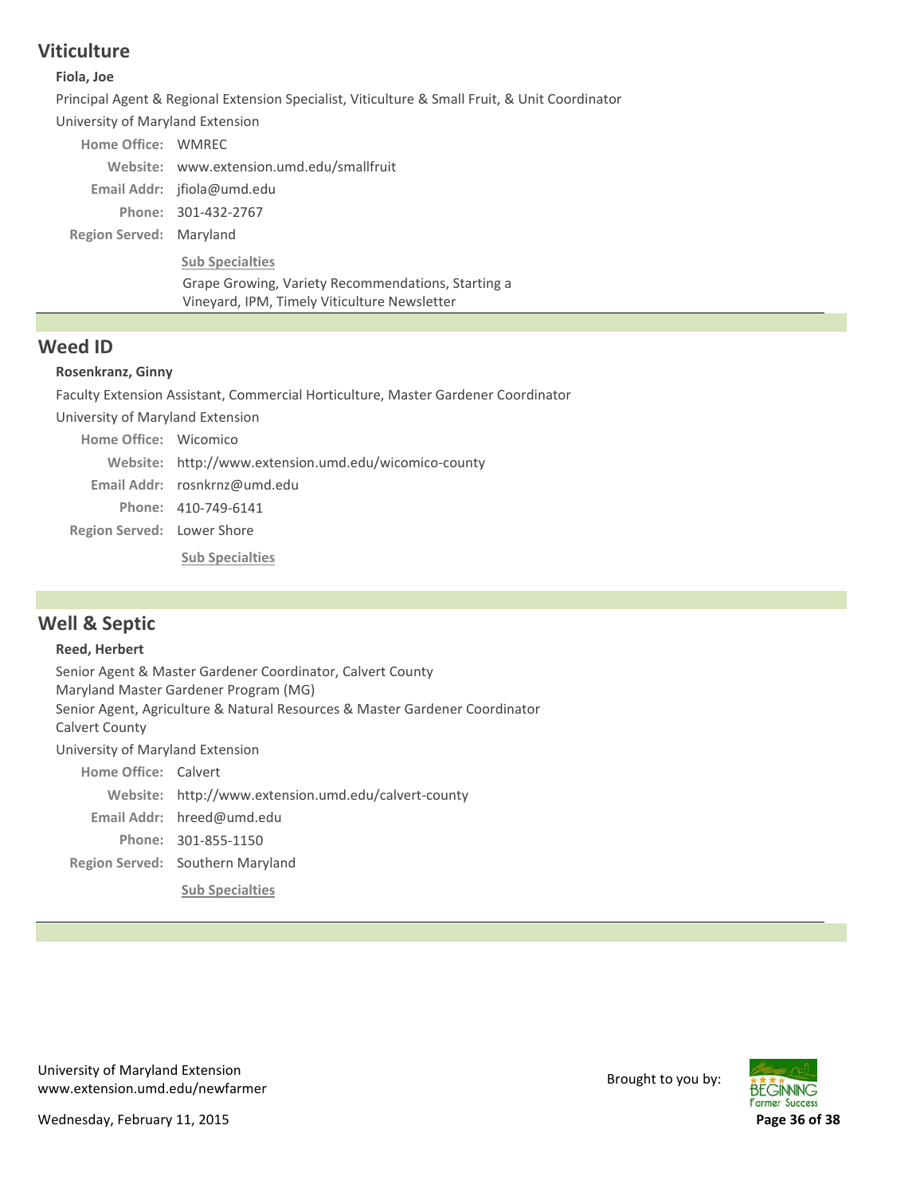## Viticulture

**Fiola, Joe**

Principal Agent & Regional Extension Specialist, Viticulture & Small Fruit, & Unit Coordinator

University of Maryland Extension

**Home Office:** WMREC

**Website:** www.extension.umd.edu/smallfruit

**Email Addr:** jfiola@umd.edu

**Phone:** 301-432-2767

**Region Served:** Maryland

**Sub Specialties**

Grape Growing, Variety Recommendations, Starting a Vineyard, IPM, Timely Viticulture Newsletter

## Weed ID

**Rosenkranz, Ginny**

Faculty Extension Assistant, Commercial Horticulture, Master Gardener Coordinator

University of Maryland Extension

**Home Office:** Wicomico

**Website:** http://www.extension.umd.edu/wicomico-county

**Email Addr:** rosnkrnz@umd.edu

**Phone:** 410-749-6141

**Region Served:** Lower Shore

**Sub Specialties**

## Well & Septic

**Reed, Herbert**

Senior Agent & Master Gardener Coordinator, Calvert County
Maryland Master Gardener Program (MG)
Senior Agent, Agriculture & Natural Resources & Master Gardener Coordinator
Calvert County

University of Maryland Extension

**Home Office:** Calvert

**Website:** http://www.extension.umd.edu/calvert-county

**Email Addr:** hreed@umd.edu

**Phone:** 301-855-1150

**Region Served:** Southern Maryland

**Sub Specialties**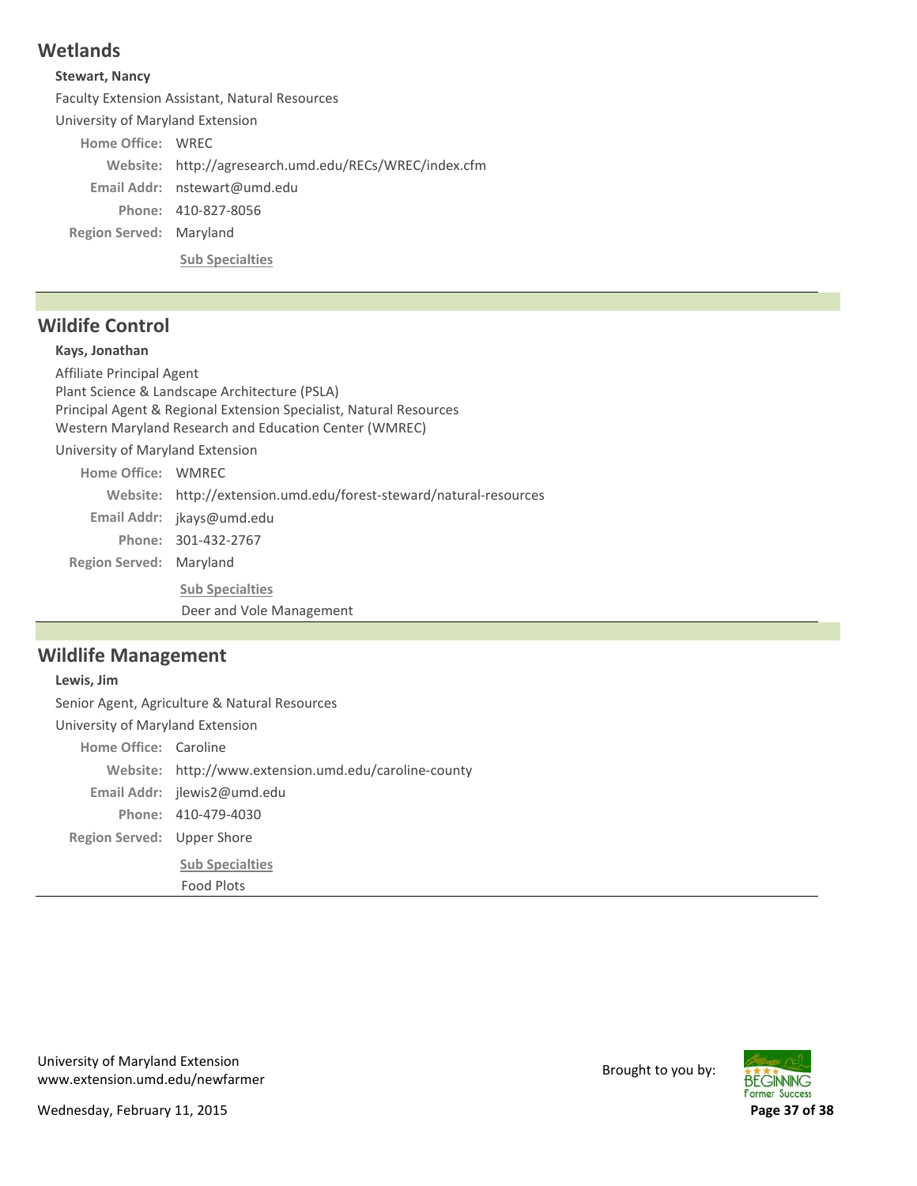## Wetlands

**Stewart, Nancy**

Faculty Extension Assistant, Natural Resources

University of Maryland Extension

**Home Office:** WREC

**Website:** http://agresearch.umd.edu/RECs/WREC/index.cfm

**Email Addr:** nstewart@umd.edu

**Phone:** 410-827-8056

**Region Served:** Maryland

**Sub Specialties**

---

## Wildlife Control

**Kays, Jonathan**

Affiliate Principal Agent
Plant Science & Landscape Architecture (PSLA)
Principal Agent & Regional Extension Specialist, Natural Resources
Western Maryland Research and Education Center (WMREC)

University of Maryland Extension

**Home Office:** WMREC

**Website:** http://extension.umd.edu/forest-steward/natural-resources

**Email Addr:** jkays@umd.edu

**Phone:** 301-432-2767

**Region Served:** Maryland

**Sub Specialties**

Deer and Vole Management

---

## Wildlife Management

**Lewis, Jim**

Senior Agent, Agriculture & Natural Resources

University of Maryland Extension

**Home Office:** Caroline

**Website:** http://www.extension.umd.edu/caroline-county

**Email Addr:** jlewis2@umd.edu

**Phone:** 410-479-4030

**Region Served:** Upper Shore

**Sub Specialties**

Food Plots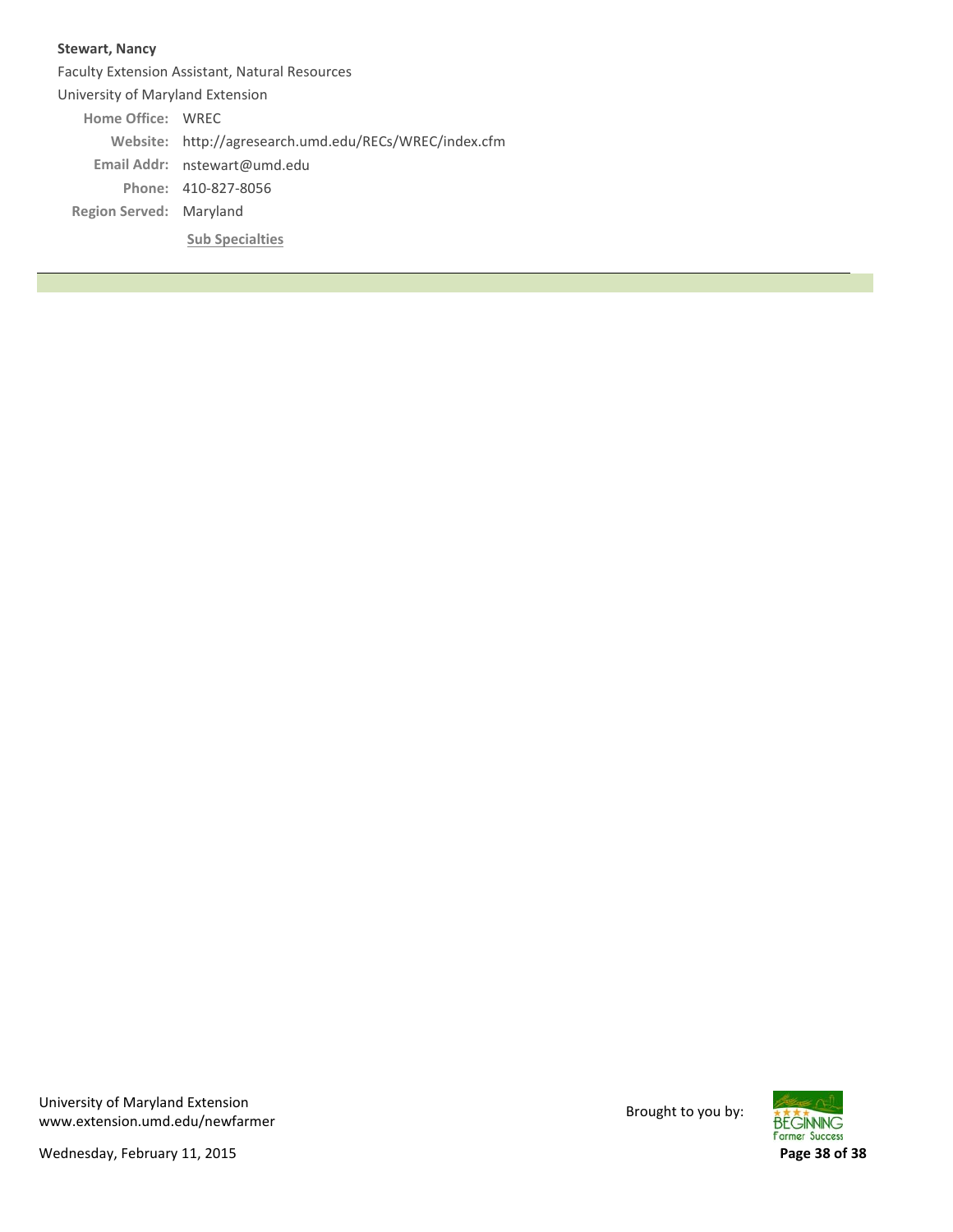**Stewart, Nancy**

Faculty Extension Assistant, Natural Resources

University of Maryland Extension

**Home Office:** WREC

**Website:** http://agresearch.umd.edu/RECs/WREC/index.cfm

**Email Addr:** nstewart@umd.edu

**Phone:** 410-827-8056

**Region Served:** Maryland

**Sub Specialties**